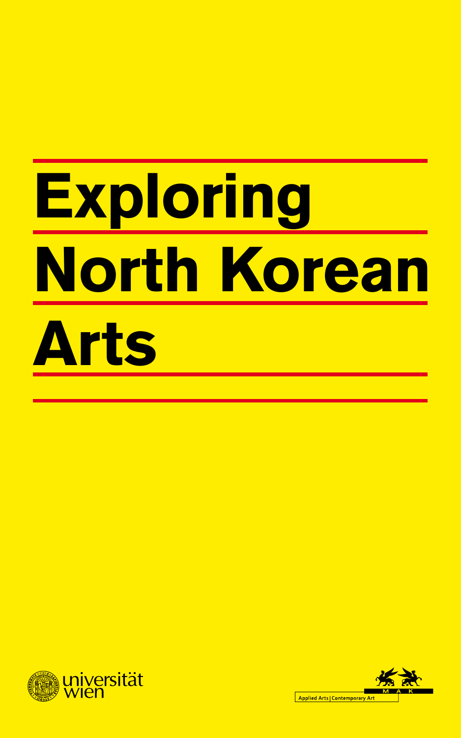# Exploring North Korean Arts

universität wien

Applied Arts | Contemporary Art

MAK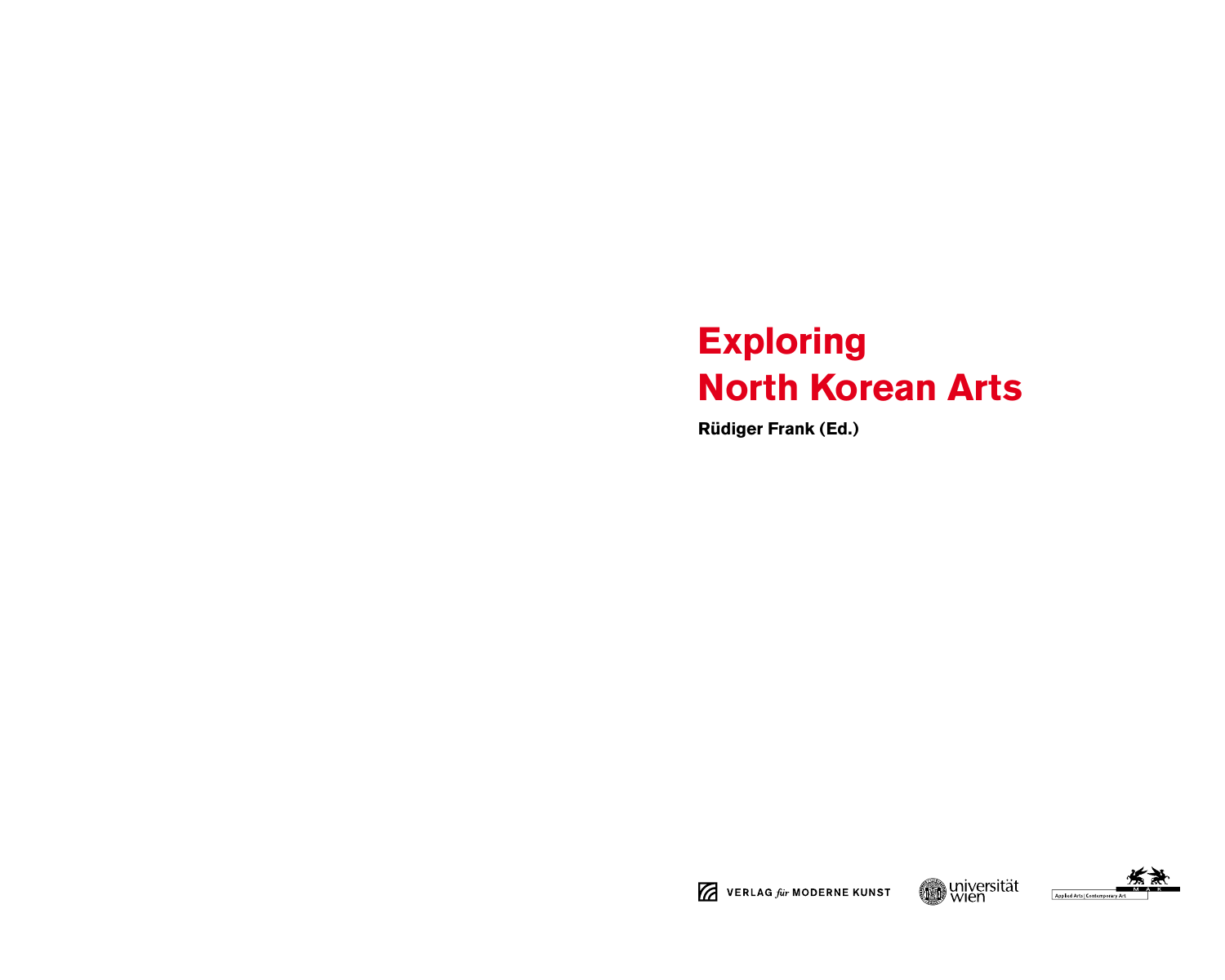# Exploring North Korean Arts

**Rüdiger Frank (Ed.)**

VERLAG für MODERNE KUNST

universität wien

Applied Arts | Contemporary Art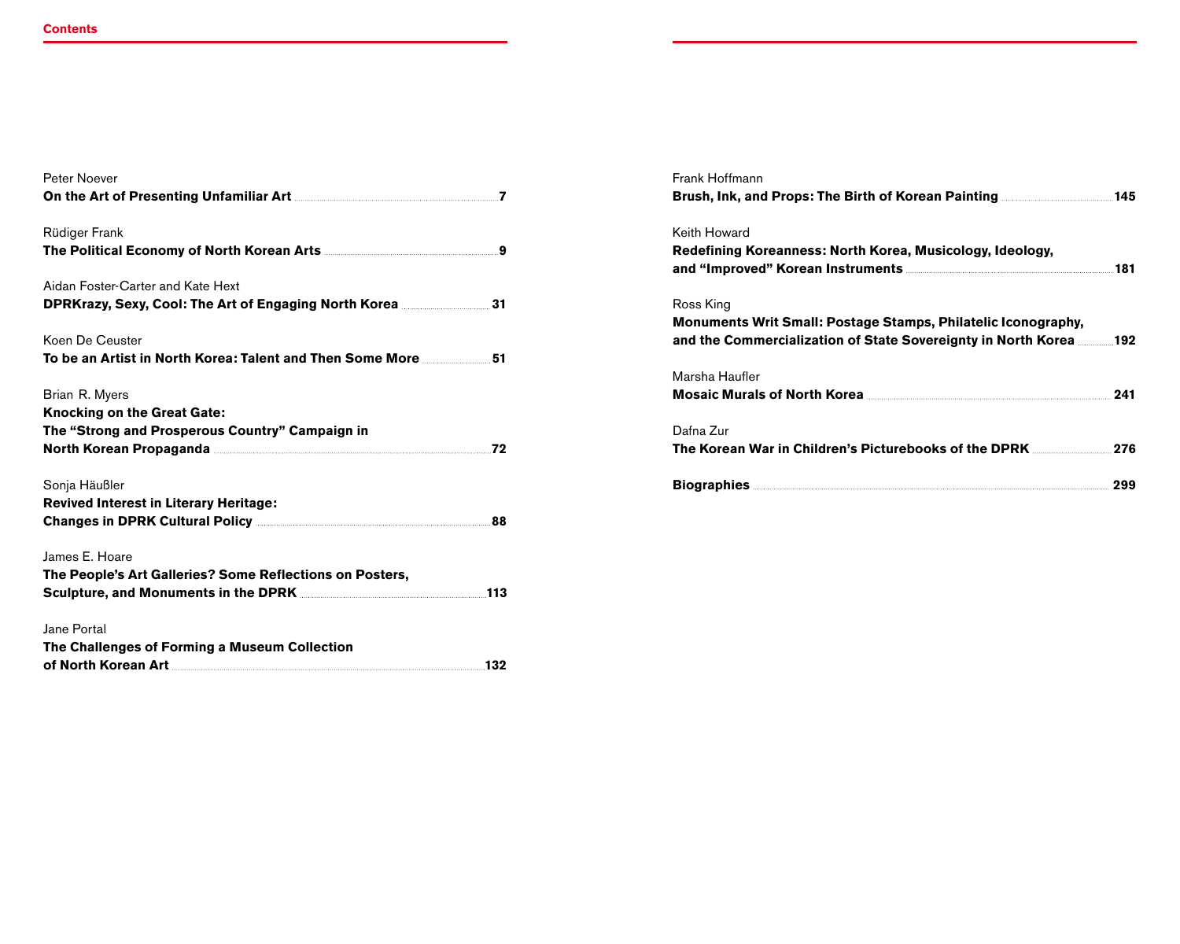# Contents

Peter Noever
**On the Art of Presenting Unfamiliar Art** 7

Rüdiger Frank
**The Political Economy of North Korean Arts** 9

Aidan Foster-Carter and Kate Hext
**DPRKrazy, Sexy, Cool: The Art of Engaging North Korea** 31

Koen De Ceuster
**To be an Artist in North Korea: Talent and Then Some More** 51

Brian R. Myers
**Knocking on the Great Gate: The "Strong and Prosperous Country" Campaign in North Korean Propaganda** 72

Sonja Häußler
**Revived Interest in Literary Heritage: Changes in DPRK Cultural Policy** 88

James E. Hoare
**The People's Art Galleries? Some Reflections on Posters, Sculpture, and Monuments in the DPRK** 113

Jane Portal
**The Challenges of Forming a Museum Collection of North Korean Art** 132

Frank Hoffmann
**Brush, Ink, and Props: The Birth of Korean Painting** 145

Keith Howard
**Redefining Koreanness: North Korea, Musicology, Ideology, and "Improved" Korean Instruments** 181

Ross King
**Monuments Writ Small: Postage Stamps, Philatelic Iconography, and the Commercialization of State Sovereignty in North Korea** 192

Marsha Haufler
**Mosaic Murals of North Korea** 241

Dafna Zur
**The Korean War in Children's Picturebooks of the DPRK** 276

**Biographies** 299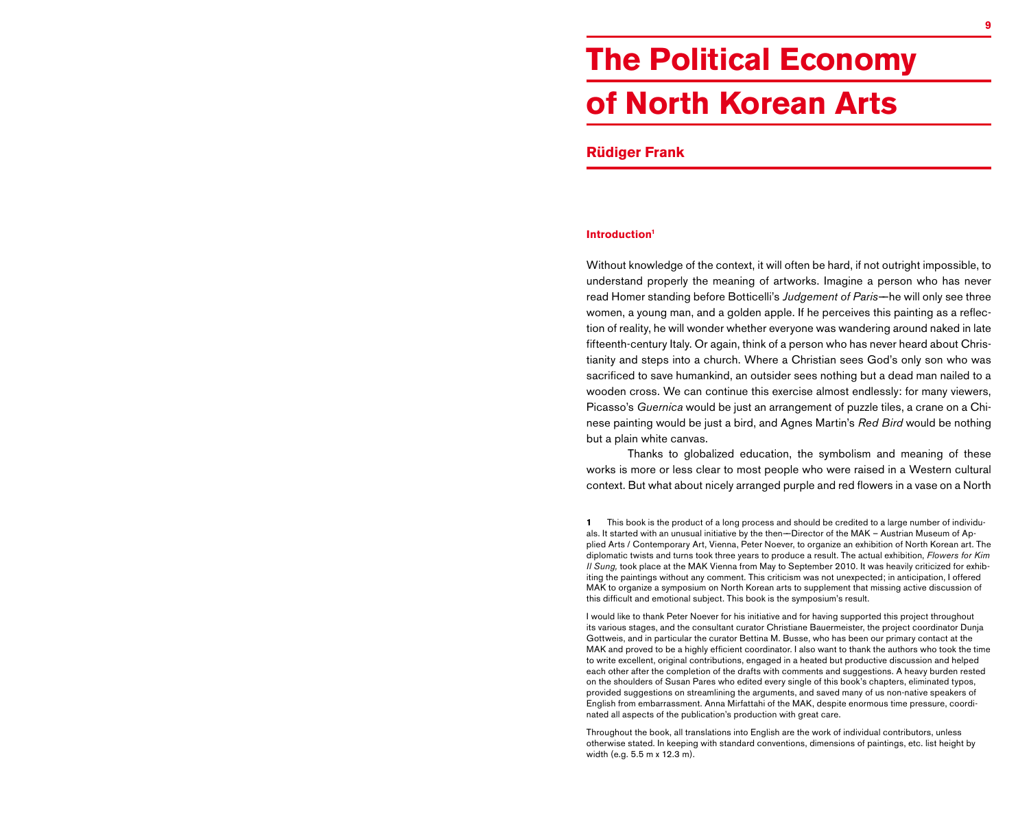# The Political Economy of North Korean Arts

## Rüdiger Frank

### Introduction[1]

Without knowledge of the context, it will often be hard, if not outright impossible, to understand properly the meaning of artworks. Imagine a person who has never read Homer standing before Botticelli's *Judgement of Paris*—he will only see three women, a young man, and a golden apple. If he perceives this painting as a reflection of reality, he will wonder whether everyone was wandering around naked in late fifteenth-century Italy. Or again, think of a person who has never heard about Christianity and steps into a church. Where a Christian sees God's only son who was sacrificed to save humankind, an outsider sees nothing but a dead man nailed to a wooden cross. We can continue this exercise almost endlessly: for many viewers, Picasso's *Guernica* would be just an arrangement of puzzle tiles, a crane on a Chinese painting would be just a bird, and Agnes Martin's *Red Bird* would be nothing but a plain white canvas.

Thanks to globalized education, the symbolism and meaning of these works is more or less clear to most people who were raised in a Western cultural context. But what about nicely arranged purple and red flowers in a vase on a North

---

**1** This book is the product of a long process and should be credited to a large number of individuals. It started with an unusual initiative by the then—Director of the MAK – Austrian Museum of Applied Arts / Contemporary Art, Vienna, Peter Noever, to organize an exhibition of North Korean art. The diplomatic twists and turns took three years to produce a result. The actual exhibition, *Flowers for Kim Il Sung,* took place at the MAK Vienna from May to September 2010. It was heavily criticized for exhibiting the paintings without any comment. This criticism was not unexpected; in anticipation, I offered MAK to organize a symposium on North Korean arts to supplement that missing active discussion of this difficult and emotional subject. This book is the symposium's result.

I would like to thank Peter Noever for his initiative and for having supported this project throughout its various stages, and the consultant curator Christiane Bauermeister, the project coordinator Dunja Gottweis, and in particular the curator Bettina M. Busse, who has been our primary contact at the MAK and proved to be a highly efficient coordinator. I also want to thank the authors who took the time to write excellent, original contributions, engaged in a heated but productive discussion and helped each other after the completion of the drafts with comments and suggestions. A heavy burden rested on the shoulders of Susan Pares who edited every single of this book's chapters, eliminated typos, provided suggestions on streamlining the arguments, and saved many of us non-native speakers of English from embarrassment. Anna Mirfattahi of the MAK, despite enormous time pressure, coordinated all aspects of the publication's production with great care.

Throughout the book, all translations into English are the work of individual contributors, unless otherwise stated. In keeping with standard conventions, dimensions of paintings, etc. list height by width (e.g. 5.5 m x 12.3 m).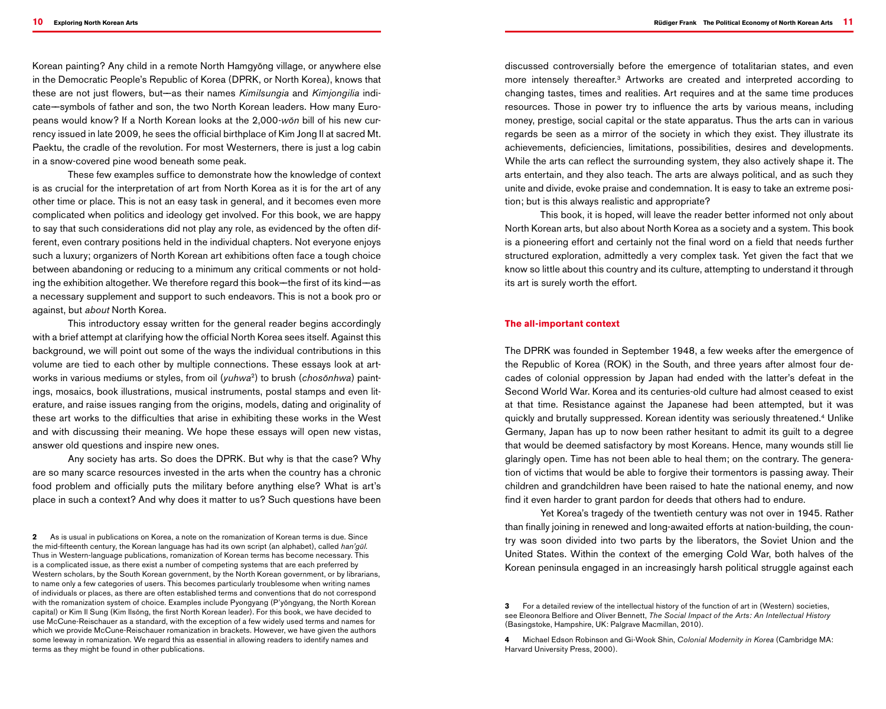Korean painting? Any child in a remote North Hamgyŏng village, or anywhere else in the Democratic People's Republic of Korea (DPRK, or North Korea), knows that these are not just flowers, but—as their names *Kimilsungia* and *Kimjongilia* indicate—symbols of father and son, the two North Korean leaders. How many Europeans would know? If a North Korean looks at the 2,000-*wŏn* bill of his new currency issued in late 2009, he sees the official birthplace of Kim Jong Il at sacred Mt. Paektu, the cradle of the revolution. For most Westerners, there is just a log cabin in a snow-covered pine wood beneath some peak.

These few examples suffice to demonstrate how the knowledge of context is as crucial for the interpretation of art from North Korea as it is for the art of any other time or place. This is not an easy task in general, and it becomes even more complicated when politics and ideology get involved. For this book, we are happy to say that such considerations did not play any role, as evidenced by the often different, even contrary positions held in the individual chapters. Not everyone enjoys such a luxury; organizers of North Korean art exhibitions often face a tough choice between abandoning or reducing to a minimum any critical comments or not holding the exhibition altogether. We therefore regard this book—the first of its kind—as a necessary supplement and support to such endeavors. This is not a book pro or against, but *about* North Korea.

This introductory essay written for the general reader begins accordingly with a brief attempt at clarifying how the official North Korea sees itself. Against this background, we will point out some of the ways the individual contributions in this volume are tied to each other by multiple connections. These essays look at artworks in various mediums or styles, from oil (*yuhwa*[2]) to brush (*chosŏnhwa*) paintings, mosaics, book illustrations, musical instruments, postal stamps and even literature, and raise issues ranging from the origins, models, dating and originality of these art works to the difficulties that arise in exhibiting these works in the West and with discussing their meaning. We hope these essays will open new vistas, answer old questions and inspire new ones.

Any society has arts. So does the DPRK. But why is that the case? Why are so many scarce resources invested in the arts when the country has a chronic food problem and officially puts the military before anything else? What is art's place in such a context? And why does it matter to us? Such questions have been discussed controversially before the emergence of totalitarian states, and even more intensely thereafter.[3] Artworks are created and interpreted according to changing tastes, times and realities. Art requires and at the same time produces resources. Those in power try to influence the arts by various means, including money, prestige, social capital or the state apparatus. Thus the arts can in various regards be seen as a mirror of the society in which they exist. They illustrate its achievements, deficiencies, limitations, possibilities, desires and developments. While the arts can reflect the surrounding system, they also actively shape it. The arts entertain, and they also teach. The arts are always political, and as such they unite and divide, evoke praise and condemnation. It is easy to take an extreme position; but is this always realistic and appropriate?

This book, it is hoped, will leave the reader better informed not only about North Korean arts, but also about North Korea as a society and a system. This book is a pioneering effort and certainly not the final word on a field that needs further structured exploration, admittedly a very complex task. Yet given the fact that we know so little about this country and its culture, attempting to understand it through its art is surely worth the effort.

## The all-important context

The DPRK was founded in September 1948, a few weeks after the emergence of the Republic of Korea (ROK) in the South, and three years after almost four decades of colonial oppression by Japan had ended with the latter's defeat in the Second World War. Korea and its centuries-old culture had almost ceased to exist at that time. Resistance against the Japanese had been attempted, but it was quickly and brutally suppressed. Korean identity was seriously threatened.[4] Unlike Germany, Japan has up to now been rather hesitant to admit its guilt to a degree that would be deemed satisfactory by most Koreans. Hence, many wounds still lie glaringly open. Time has not been able to heal them; on the contrary. The generation of victims that would be able to forgive their tormentors is passing away. Their children and grandchildren have been raised to hate the national enemy, and now find it even harder to grant pardon for deeds that others had to endure.

Yet Korea's tragedy of the twentieth century was not over in 1945. Rather than finally joining in renewed and long-awaited efforts at nation-building, the country was soon divided into two parts by the liberators, the Soviet Union and the United States. Within the context of the emerging Cold War, both halves of the Korean peninsula engaged in an increasingly harsh political struggle against each

---

**2** As is usual in publications on Korea, a note on the romanization of Korean terms is due. Since the mid-fifteenth century, the Korean language has had its own script (an alphabet), called *han'gŭl*. Thus in Western-language publications, romanization of Korean terms has become necessary. This is a complicated issue, as there exist a number of competing systems that are each preferred by Western scholars, by the South Korean government, by the North Korean government, or by librarians, to name only a few categories of users. This becomes particularly troublesome when writing names of individuals or places, as there are often established terms and conventions that do not correspond with the romanization system of choice. Examples include Pyongyang (P'yŏngyang, the North Korean capital) or Kim Il Sung (Kim Ilsŏng, the first North Korean leader). For this book, we have decided to use McCune-Reischauer as a standard, with the exception of a few widely used terms and names for which we provide McCune-Reischauer romanization in brackets. However, we have given the authors some leeway in romanization. We regard this as essential in allowing readers to identify names and terms as they might be found in other publications.

**3** For a detailed review of the intellectual history of the function of art in (Western) societies, see Eleonora Belfiore and Oliver Bennett, *The Social Impact of the Arts: An Intellectual History* (Basingstoke, Hampshire, UK: Palgrave Macmillan, 2010).

**4** Michael Edson Robinson and Gi-Wook Shin, *Colonial Modernity in Korea* (Cambridge MA: Harvard University Press, 2000).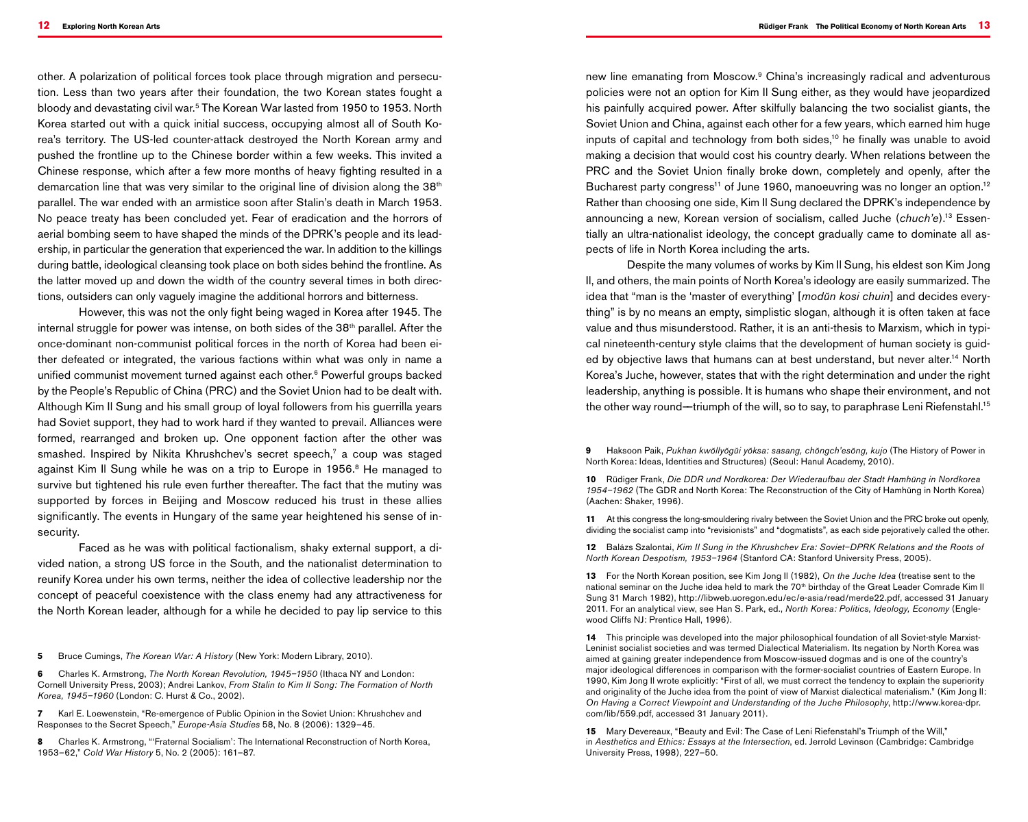other. A polarization of political forces took place through migration and persecution. Less than two years after their foundation, the two Korean states fought a bloody and devastating civil war.[5] The Korean War lasted from 1950 to 1953. North Korea started out with a quick initial success, occupying almost all of South Korea's territory. The US-led counter-attack destroyed the North Korean army and pushed the frontline up to the Chinese border within a few weeks. This invited a Chinese response, which after a few more months of heavy fighting resulted in a demarcation line that was very similar to the original line of division along the 38th parallel. The war ended with an armistice soon after Stalin's death in March 1953. No peace treaty has been concluded yet. Fear of eradication and the horrors of aerial bombing seem to have shaped the minds of the DPRK's people and its leadership, in particular the generation that experienced the war. In addition to the killings during battle, ideological cleansing took place on both sides behind the frontline. As the latter moved up and down the width of the country several times in both directions, outsiders can only vaguely imagine the additional horrors and bitterness.

However, this was not the only fight being waged in Korea after 1945. The internal struggle for power was intense, on both sides of the 38th parallel. After the once-dominant non-communist political forces in the north of Korea had been either defeated or integrated, the various factions within what was only in name a unified communist movement turned against each other.[6] Powerful groups backed by the People's Republic of China (PRC) and the Soviet Union had to be dealt with. Although Kim Il Sung and his small group of loyal followers from his guerrilla years had Soviet support, they had to work hard if they wanted to prevail. Alliances were formed, rearranged and broken up. One opponent faction after the other was smashed. Inspired by Nikita Khrushchev's secret speech,[7] a coup was staged against Kim Il Sung while he was on a trip to Europe in 1956.[8] He managed to survive but tightened his rule even further thereafter. The fact that the mutiny was supported by forces in Beijing and Moscow reduced his trust in these allies significantly. The events in Hungary of the same year heightened his sense of insecurity.

Faced as he was with political factionalism, shaky external support, a divided nation, a strong US force in the South, and the nationalist determination to reunify Korea under his own terms, neither the idea of collective leadership nor the concept of peaceful coexistence with the class enemy had any attractiveness for the North Korean leader, although for a while he decided to pay lip service to this new line emanating from Moscow.[9] China's increasingly radical and adventurous policies were not an option for Kim Il Sung either, as they would have jeopardized his painfully acquired power. After skilfully balancing the two socialist giants, the Soviet Union and China, against each other for a few years, which earned him huge inputs of capital and technology from both sides,[10] he finally was unable to avoid making a decision that would cost his country dearly. When relations between the PRC and the Soviet Union finally broke down, completely and openly, after the Bucharest party congress[11] of June 1960, manoeuvring was no longer an option.[12] Rather than choosing one side, Kim Il Sung declared the DPRK's independence by announcing a new, Korean version of socialism, called Juche (*chuch'e*).[13] Essentially an ultra-nationalist ideology, the concept gradually came to dominate all aspects of life in North Korea including the arts.

Despite the many volumes of works by Kim Il Sung, his eldest son Kim Jong Il, and others, the main points of North Korea's ideology are easily summarized. The idea that "man is the 'master of everything' [*modŭn kosi chuin*] and decides everything" is by no means an empty, simplistic slogan, although it is often taken at face value and thus misunderstood. Rather, it is an anti-thesis to Marxism, which in typical nineteenth-century style claims that the development of human society is guided by objective laws that humans can at best understand, but never alter.[14] North Korea's Juche, however, states that with the right determination and under the right leadership, anything is possible. It is humans who shape their environment, and not the other way round—triumph of the will, so to say, to paraphrase Leni Riefenstahl.[15]

---

**5** Bruce Cumings, *The Korean War: A History* (New York: Modern Library, 2010).

**6** Charles K. Armstrong, *The North Korean Revolution, 1945–1950* (Ithaca NY and London: Cornell University Press, 2003); Andrei Lankov, *From Stalin to Kim Il Song: The Formation of North Korea, 1945–1960* (London: C. Hurst & Co., 2002).

**7** Karl E. Loewenstein, "Re-emergence of Public Opinion in the Soviet Union: Khrushchev and Responses to the Secret Speech," *Europe-Asia Studies* 58, No. 8 (2006): 1329–45.

**8** Charles K. Armstrong, "'Fraternal Socialism': The International Reconstruction of North Korea, 1953–62," *Cold War History* 5, No. 2 (2005): 161–87.

**9** Haksoon Paik, *Pukhan kwŏllyŏgŭi yŏksa: sasang, chŏngch'esŏng, kujo* (The History of Power in North Korea: Ideas, Identities and Structures) (Seoul: Hanul Academy, 2010).

**10** Rüdiger Frank, *Die DDR und Nordkorea: Der Wiederaufbau der Stadt Hamhŭng in Nordkorea 1954–1962* (The GDR and North Korea: The Reconstruction of the City of Hamhŭng in North Korea) (Aachen: Shaker, 1996).

**11** At this congress the long-smouldering rivalry between the Soviet Union and the PRC broke out openly, dividing the socialist camp into "revisionists" and "dogmatists", as each side pejoratively called the other.

**12** Balázs Szalontai, *Kim Il Sung in the Khrushchev Era: Soviet–DPRK Relations and the Roots of North Korean Despotism, 1953–1964* (Stanford CA: Stanford University Press, 2005).

**13** For the North Korean position, see Kim Jong Il (1982), *On the Juche Idea* (treatise sent to the national seminar on the Juche idea held to mark the 70th birthday of the Great Leader Comrade Kim Il Sung 31 March 1982), http://libweb.uoregon.edu/ec/e-asia/read/merde22.pdf, accessed 31 January 2011. For an analytical view, see Han S. Park, ed., *North Korea: Politics, Ideology, Economy* (Englewood Cliffs NJ: Prentice Hall, 1996).

**14** This principle was developed into the major philosophical foundation of all Soviet-style Marxist-Leninist socialist societies and was termed Dialectical Materialism. Its negation by North Korea was aimed at gaining greater independence from Moscow-issued dogmas and is one of the country's major ideological differences in comparison with the former-socialist countries of Eastern Europe. In 1990, Kim Jong Il wrote explicitly: "First of all, we must correct the tendency to explain the superiority and originality of the Juche idea from the point of view of Marxist dialectical materialism." (Kim Jong Il: *On Having a Correct Viewpoint and Understanding of the Juche Philosophy*, http://www.korea-dpr.com/lib/559.pdf, accessed 31 January 2011).

**15** Mary Devereaux, "Beauty and Evil: The Case of Leni Riefenstahl's Triumph of the Will," in *Aesthetics and Ethics: Essays at the Intersection*, ed. Jerrold Levinson (Cambridge: Cambridge University Press, 1998), 227–50.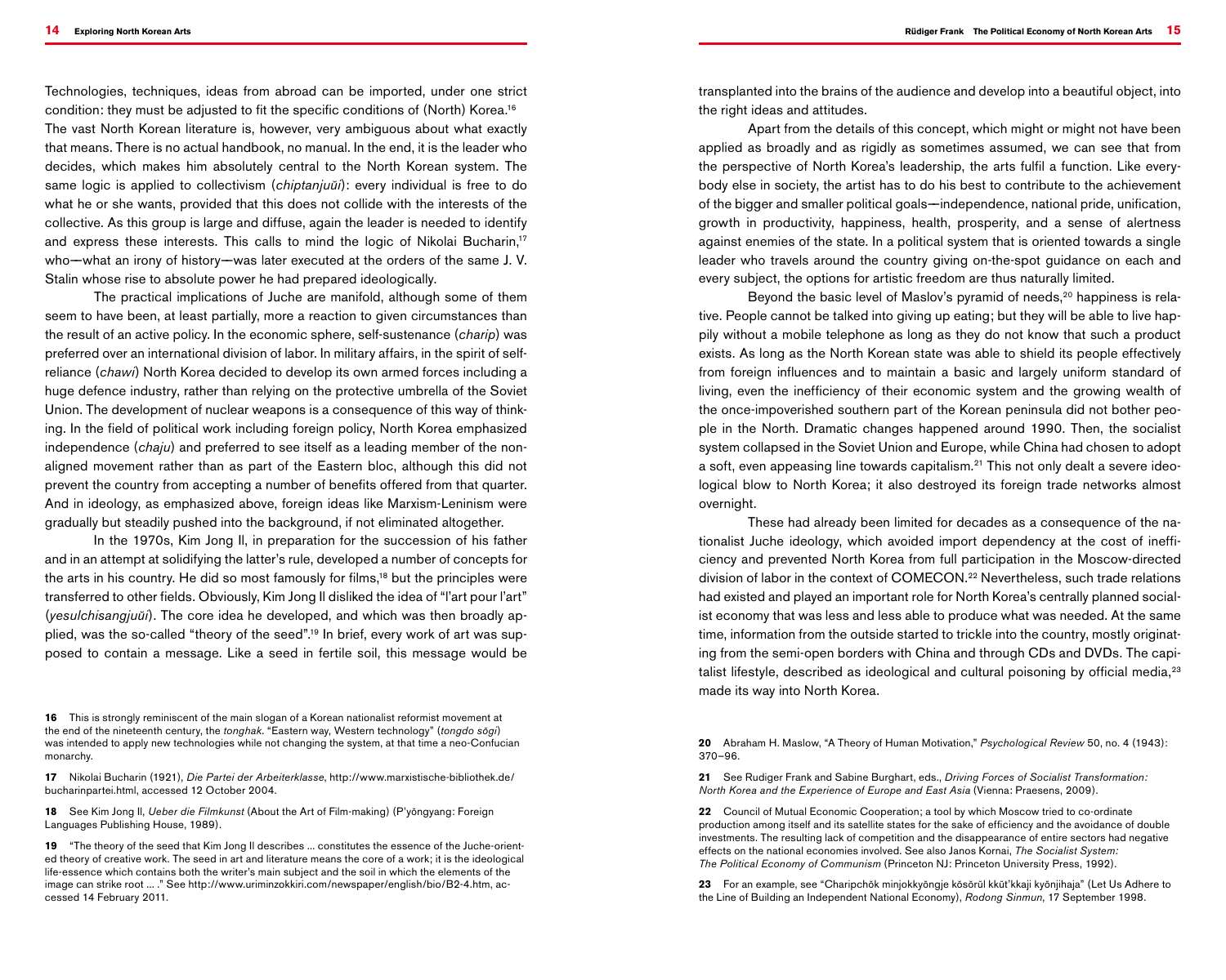Technologies, techniques, ideas from abroad can be imported, under one strict condition: they must be adjusted to fit the specific conditions of (North) Korea.[16] The vast North Korean literature is, however, very ambiguous about what exactly that means. There is no actual handbook, no manual. In the end, it is the leader who decides, which makes him absolutely central to the North Korean system. The same logic is applied to collectivism (*chiptanjuŭi*): every individual is free to do what he or she wants, provided that this does not collide with the interests of the collective. As this group is large and diffuse, again the leader is needed to identify and express these interests. This calls to mind the logic of Nikolai Bucharin,[17] who—what an irony of history—was later executed at the orders of the same J. V. Stalin whose rise to absolute power he had prepared ideologically.

The practical implications of Juche are manifold, although some of them seem to have been, at least partially, more a reaction to given circumstances than the result of an active policy. In the economic sphere, self-sustenance (*charip*) was preferred over an international division of labor. In military affairs, in the spirit of self-reliance (*chawi*) North Korea decided to develop its own armed forces including a huge defence industry, rather than relying on the protective umbrella of the Soviet Union. The development of nuclear weapons is a consequence of this way of thinking. In the field of political work including foreign policy, North Korea emphasized independence (*chaju*) and preferred to see itself as a leading member of the non-aligned movement rather than as part of the Eastern bloc, although this did not prevent the country from accepting a number of benefits offered from that quarter. And in ideology, as emphasized above, foreign ideas like Marxism-Leninism were gradually but steadily pushed into the background, if not eliminated altogether.

In the 1970s, Kim Jong Il, in preparation for the succession of his father and in an attempt at solidifying the latter's rule, developed a number of concepts for the arts in his country. He did so most famously for films,[18] but the principles were transferred to other fields. Obviously, Kim Jong Il disliked the idea of "l'art pour l'art" (*yesulchisangjuŭi*). The core idea he developed, and which was then broadly applied, was the so-called "theory of the seed".[19] In brief, every work of art was supposed to contain a message. Like a seed in fertile soil, this message would be transplanted into the brains of the audience and develop into a beautiful object, into the right ideas and attitudes.

Apart from the details of this concept, which might or might not have been applied as broadly and as rigidly as sometimes assumed, we can see that from the perspective of North Korea's leadership, the arts fulfil a function. Like everybody else in society, the artist has to do his best to contribute to the achievement of the bigger and smaller political goals—independence, national pride, unification, growth in productivity, happiness, health, prosperity, and a sense of alertness against enemies of the state. In a political system that is oriented towards a single leader who travels around the country giving on-the-spot guidance on each and every subject, the options for artistic freedom are thus naturally limited.

Beyond the basic level of Maslov's pyramid of needs,[20] happiness is relative. People cannot be talked into giving up eating; but they will be able to live happily without a mobile telephone as long as they do not know that such a product exists. As long as the North Korean state was able to shield its people effectively from foreign influences and to maintain a basic and largely uniform standard of living, even the inefficiency of their economic system and the growing wealth of the once-impoverished southern part of the Korean peninsula did not bother people in the North. Dramatic changes happened around 1990. Then, the socialist system collapsed in the Soviet Union and Europe, while China had chosen to adopt a soft, even appeasing line towards capitalism.[21] This not only dealt a severe ideological blow to North Korea; it also destroyed its foreign trade networks almost overnight.

These had already been limited for decades as a consequence of the nationalist Juche ideology, which avoided import dependency at the cost of inefficiency and prevented North Korea from full participation in the Moscow-directed division of labor in the context of COMECON.[22] Nevertheless, such trade relations had existed and played an important role for North Korea's centrally planned socialist economy that was less and less able to produce what was needed. At the same time, information from the outside started to trickle into the country, mostly originating from the semi-open borders with China and through CDs and DVDs. The capitalist lifestyle, described as ideological and cultural poisoning by official media,[23] made its way into North Korea.

**16** This is strongly reminiscent of the main slogan of a Korean nationalist reformist movement at the end of the nineteenth century, the *tonghak*. "Eastern way, Western technology" (*tongdo sŏgi*) was intended to apply new technologies while not changing the system, at that time a neo-Confucian monarchy.

**17** Nikolai Bucharin (1921), *Die Partei der Arbeiterklasse*, http://www.marxistische-bibliothek.de/bucharinpartei.html, accessed 12 October 2004.

**18** See Kim Jong Il, *Ueber die Filmkunst* (About the Art of Film-making) (P'yŏngyang: Foreign Languages Publishing House, 1989).

**19** "The theory of the seed that Kim Jong Il describes ... constitutes the essence of the Juche-oriented theory of creative work. The seed in art and literature means the core of a work; it is the ideological life-essence which contains both the writer's main subject and the soil in which the elements of the image can strike root ... ." See http://www.uriminzokkiri.com/newspaper/english/bio/B2-4.htm, accessed 14 February 2011.

**20** Abraham H. Maslow, "A Theory of Human Motivation," *Psychological Review* 50, no. 4 (1943): 370–96.

**21** See Rudiger Frank and Sabine Burghart, eds., *Driving Forces of Socialist Transformation: North Korea and the Experience of Europe and East Asia* (Vienna: Praesens, 2009).

**22** Council of Mutual Economic Cooperation; a tool by which Moscow tried to co-ordinate production among itself and its satellite states for the sake of efficiency and the avoidance of double investments. The resulting lack of competition and the disappearance of entire sectors had negative effects on the national economies involved. See also Janos Kornai, *The Socialist System: The Political Economy of Communism* (Princeton NJ: Princeton University Press, 1992).

**23** For an example, see "Charipchŏk minjokkyŏngje kŏsŏrŭl kkŭt'kkaji kyŏnjihaja" (Let Us Adhere to the Line of Building an Independent National Economy), *Rodong Sinmun*, 17 September 1998.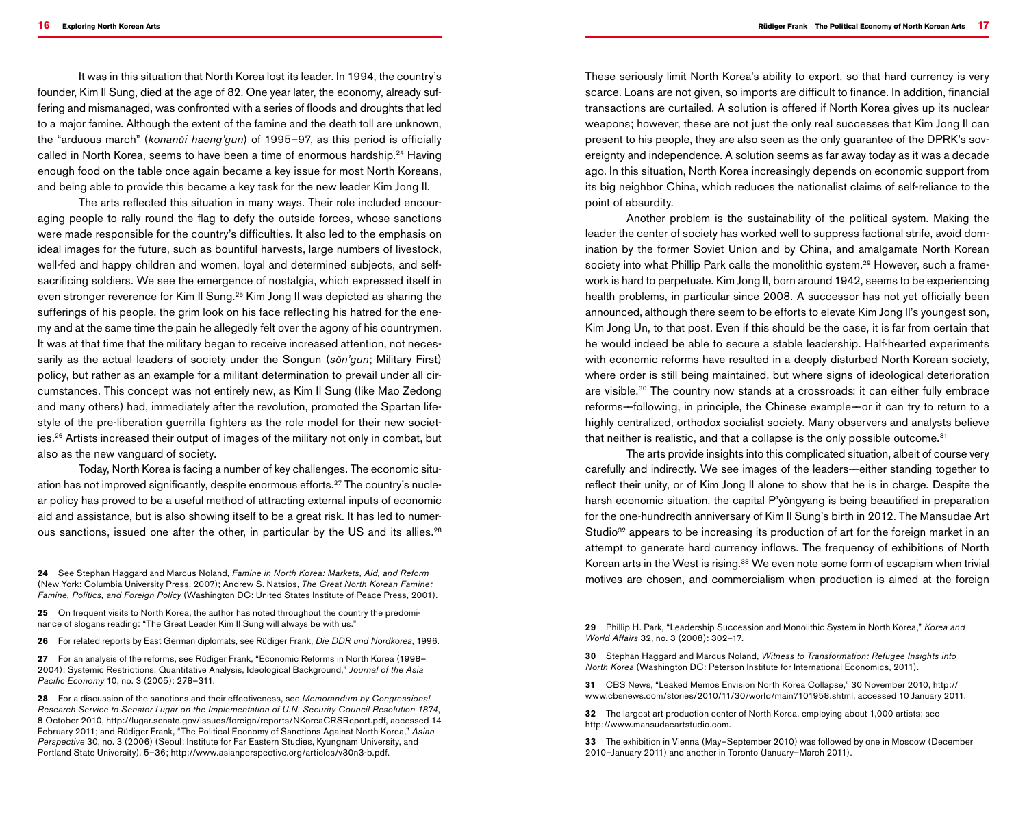It was in this situation that North Korea lost its leader. In 1994, the country's founder, Kim Il Sung, died at the age of 82. One year later, the economy, already suffering and mismanaged, was confronted with a series of floods and droughts that led to a major famine. Although the extent of the famine and the death toll are unknown, the "arduous march" (*konanŭi haeng'gun*) of 1995–97, as this period is officially called in North Korea, seems to have been a time of enormous hardship.[24] Having enough food on the table once again became a key issue for most North Koreans, and being able to provide this became a key task for the new leader Kim Jong Il.

The arts reflected this situation in many ways. Their role included encouraging people to rally round the flag to defy the outside forces, whose sanctions were made responsible for the country's difficulties. It also led to the emphasis on ideal images for the future, such as bountiful harvests, large numbers of livestock, well-fed and happy children and women, loyal and determined subjects, and self-sacrificing soldiers. We see the emergence of nostalgia, which expressed itself in even stronger reverence for Kim Il Sung.[25] Kim Jong Il was depicted as sharing the sufferings of his people, the grim look on his face reflecting his hatred for the enemy and at the same time the pain he allegedly felt over the agony of his countrymen. It was at that time that the military began to receive increased attention, not necessarily as the actual leaders of society under the Songun (*sŏn'gun*; Military First) policy, but rather as an example for a militant determination to prevail under all circumstances. This concept was not entirely new, as Kim Il Sung (like Mao Zedong and many others) had, immediately after the revolution, promoted the Spartan lifestyle of the pre-liberation guerrilla fighters as the role model for their new societies.[26] Artists increased their output of images of the military not only in combat, but also as the new vanguard of society.

Today, North Korea is facing a number of key challenges. The economic situation has not improved significantly, despite enormous efforts.[27] The country's nuclear policy has proved to be a useful method of attracting external inputs of economic aid and assistance, but is also showing itself to be a great risk. It has led to numerous sanctions, issued one after the other, in particular by the US and its allies.[28] These seriously limit North Korea's ability to export, so that hard currency is very scarce. Loans are not given, so imports are difficult to finance. In addition, financial transactions are curtailed. A solution is offered if North Korea gives up its nuclear weapons; however, these are not just the only real successes that Kim Jong Il can present to his people, they are also seen as the only guarantee of the DPRK's sovereignty and independence. A solution seems as far away today as it was a decade ago. In this situation, North Korea increasingly depends on economic support from its big neighbor China, which reduces the nationalist claims of self-reliance to the point of absurdity.

Another problem is the sustainability of the political system. Making the leader the center of society has worked well to suppress factional strife, avoid domination by the former Soviet Union and by China, and amalgamate North Korean society into what Phillip Park calls the monolithic system.[29] However, such a framework is hard to perpetuate. Kim Jong Il, born around 1942, seems to be experiencing health problems, in particular since 2008. A successor has not yet officially been announced, although there seem to be efforts to elevate Kim Jong Il's youngest son, Kim Jong Un, to that post. Even if this should be the case, it is far from certain that he would indeed be able to secure a stable leadership. Half-hearted experiments with economic reforms have resulted in a deeply disturbed North Korean society, where order is still being maintained, but where signs of ideological deterioration are visible.[30] The country now stands at a crossroads: it can either fully embrace reforms—following, in principle, the Chinese example—or it can try to return to a highly centralized, orthodox socialist society. Many observers and analysts believe that neither is realistic, and that a collapse is the only possible outcome.[31]

The arts provide insights into this complicated situation, albeit of course very carefully and indirectly. We see images of the leaders—either standing together to reflect their unity, or of Kim Jong Il alone to show that he is in charge. Despite the harsh economic situation, the capital P'yŏngyang is being beautified in preparation for the one-hundredth anniversary of Kim Il Sung's birth in 2012. The Mansudae Art Studio[32] appears to be increasing its production of art for the foreign market in an attempt to generate hard currency inflows. The frequency of exhibitions of North Korean arts in the West is rising.[33] We even note some form of escapism when trivial motives are chosen, and commercialism when production is aimed at the foreign

---

**24** See Stephan Haggard and Marcus Noland, *Famine in North Korea: Markets, Aid, and Reform* (New York: Columbia University Press, 2007); Andrew S. Natsios, *The Great North Korean Famine: Famine, Politics, and Foreign Policy* (Washington DC: United States Institute of Peace Press, 2001).

**25** On frequent visits to North Korea, the author has noted throughout the country the predominance of slogans reading: "The Great Leader Kim Il Sung will always be with us."

**26** For related reports by East German diplomats, see Rüdiger Frank, *Die DDR und Nordkorea*, 1996.

**27** For an analysis of the reforms, see Rüdiger Frank, "Economic Reforms in North Korea (1998–2004): Systemic Restrictions, Quantitative Analysis, Ideological Background," *Journal of the Asia Pacific Economy* 10, no. 3 (2005): 278–311.

**28** For a discussion of the sanctions and their effectiveness, see *Memorandum by Congressional Research Service to Senator Lugar on the Implementation of U.N. Security Council Resolution 1874*, 8 October 2010, http://lugar.senate.gov/issues/foreign/reports/NKoreaCRSReport.pdf, accessed 14 February 2011; and Rüdiger Frank, "The Political Economy of Sanctions Against North Korea," *Asian Perspective* 30, no. 3 (2006) (Seoul: Institute for Far Eastern Studies, Kyungnam University, and Portland State University), 5–36; http://www.asianperspective.org/articles/v30n3-b.pdf.

**29** Phillip H. Park, "Leadership Succession and Monolithic System in North Korea," *Korea and World Affairs* 32, no. 3 (2008): 302–17.

**30** Stephan Haggard and Marcus Noland, *Witness to Transformation: Refugee Insights into North Korea* (Washington DC: Peterson Institute for International Economics, 2011).

**31** CBS News, "Leaked Memos Envision North Korea Collapse," 30 November 2010, http://www.cbsnews.com/stories/2010/11/30/world/main7101958.shtml, accessed 10 January 2011.

**32** The largest art production center of North Korea, employing about 1,000 artists; see http://www.mansudaeartstudio.com.

**33** The exhibition in Vienna (May–September 2010) was followed by one in Moscow (December 2010–January 2011) and another in Toronto (January–March 2011).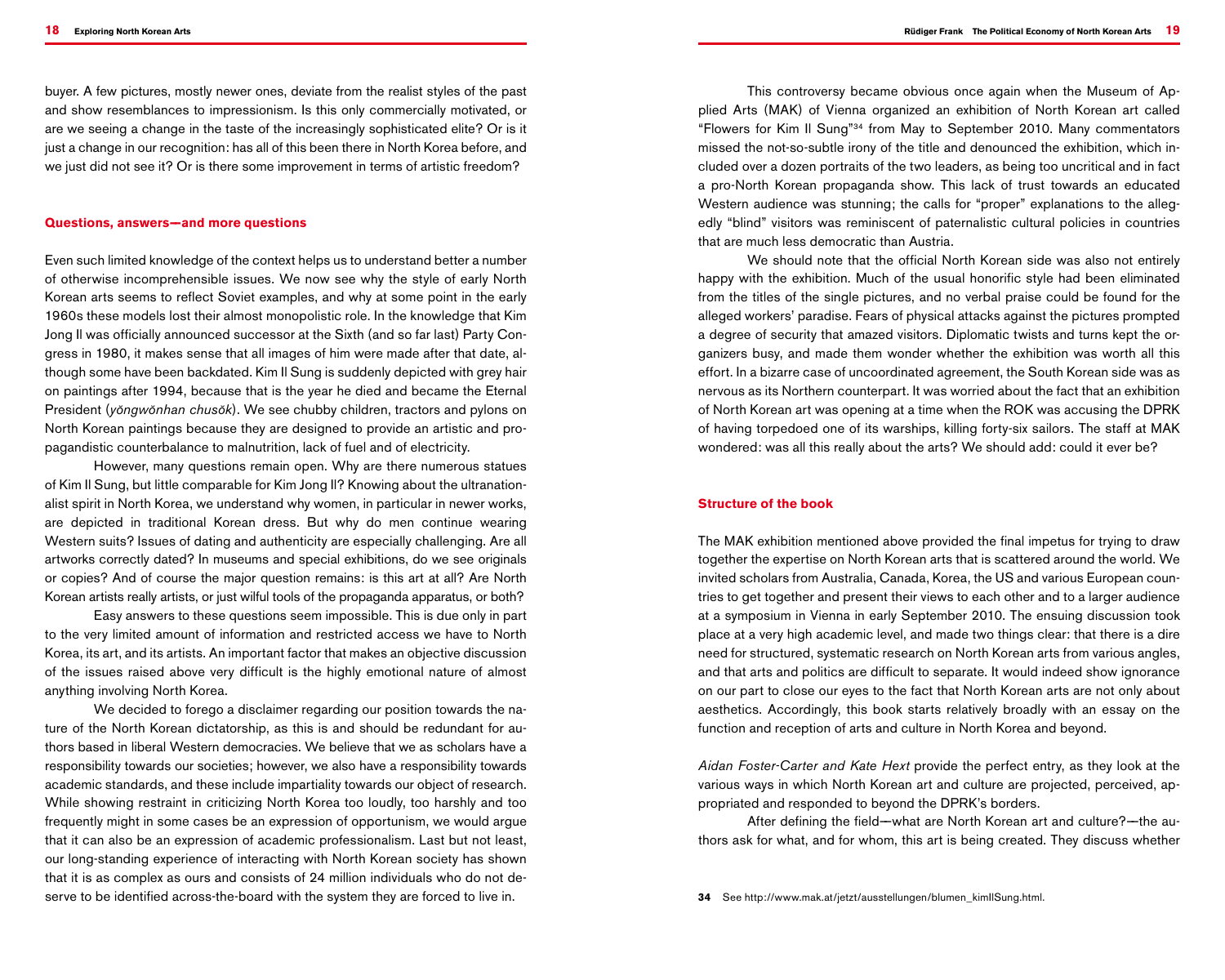buyer. A few pictures, mostly newer ones, deviate from the realist styles of the past and show resemblances to impressionism. Is this only commercially motivated, or are we seeing a change in the taste of the increasingly sophisticated elite? Or is it just a change in our recognition: has all of this been there in North Korea before, and we just did not see it? Or is there some improvement in terms of artistic freedom?

### Questions, answers—and more questions

Even such limited knowledge of the context helps us to understand better a number of otherwise incomprehensible issues. We now see why the style of early North Korean arts seems to reflect Soviet examples, and why at some point in the early 1960s these models lost their almost monopolistic role. In the knowledge that Kim Jong Il was officially announced successor at the Sixth (and so far last) Party Congress in 1980, it makes sense that all images of him were made after that date, although some have been backdated. Kim Il Sung is suddenly depicted with grey hair on paintings after 1994, because that is the year he died and became the Eternal President (*yŏngwŏnhan chusŏk*). We see chubby children, tractors and pylons on North Korean paintings because they are designed to provide an artistic and propagandistic counterbalance to malnutrition, lack of fuel and of electricity.

However, many questions remain open. Why are there numerous statues of Kim Il Sung, but little comparable for Kim Jong Il? Knowing about the ultranationalist spirit in North Korea, we understand why women, in particular in newer works, are depicted in traditional Korean dress. But why do men continue wearing Western suits? Issues of dating and authenticity are especially challenging. Are all artworks correctly dated? In museums and special exhibitions, do we see originals or copies? And of course the major question remains: is this art at all? Are North Korean artists really artists, or just wilful tools of the propaganda apparatus, or both?

Easy answers to these questions seem impossible. This is due only in part to the very limited amount of information and restricted access we have to North Korea, its art, and its artists. An important factor that makes an objective discussion of the issues raised above very difficult is the highly emotional nature of almost anything involving North Korea.

We decided to forego a disclaimer regarding our position towards the nature of the North Korean dictatorship, as this is and should be redundant for authors based in liberal Western democracies. We believe that we as scholars have a responsibility towards our societies; however, we also have a responsibility towards academic standards, and these include impartiality towards our object of research. While showing restraint in criticizing North Korea too loudly, too harshly and too frequently might in some cases be an expression of opportunism, we would argue that it can also be an expression of academic professionalism. Last but not least, our long-standing experience of interacting with North Korean society has shown that it is as complex as ours and consists of 24 million individuals who do not deserve to be identified across-the-board with the system they are forced to live in.

This controversy became obvious once again when the Museum of Applied Arts (MAK) of Vienna organized an exhibition of North Korean art called "Flowers for Kim Il Sung"[34] from May to September 2010. Many commentators missed the not-so-subtle irony of the title and denounced the exhibition, which included over a dozen portraits of the two leaders, as being too uncritical and in fact a pro-North Korean propaganda show. This lack of trust towards an educated Western audience was stunning; the calls for "proper" explanations to the allegedly "blind" visitors was reminiscent of paternalistic cultural policies in countries that are much less democratic than Austria.

We should note that the official North Korean side was also not entirely happy with the exhibition. Much of the usual honorific style had been eliminated from the titles of the single pictures, and no verbal praise could be found for the alleged workers' paradise. Fears of physical attacks against the pictures prompted a degree of security that amazed visitors. Diplomatic twists and turns kept the organizers busy, and made them wonder whether the exhibition was worth all this effort. In a bizarre case of uncoordinated agreement, the South Korean side was as nervous as its Northern counterpart. It was worried about the fact that an exhibition of North Korean art was opening at a time when the ROK was accusing the DPRK of having torpedoed one of its warships, killing forty-six sailors. The staff at MAK wondered: was all this really about the arts? We should add: could it ever be?

### Structure of the book

The MAK exhibition mentioned above provided the final impetus for trying to draw together the expertise on North Korean arts that is scattered around the world. We invited scholars from Australia, Canada, Korea, the US and various European countries to get together and present their views to each other and to a larger audience at a symposium in Vienna in early September 2010. The ensuing discussion took place at a very high academic level, and made two things clear: that there is a dire need for structured, systematic research on North Korean arts from various angles, and that arts and politics are difficult to separate. It would indeed show ignorance on our part to close our eyes to the fact that North Korean arts are not only about aesthetics. Accordingly, this book starts relatively broadly with an essay on the function and reception of arts and culture in North Korea and beyond.

*Aidan Foster-Carter and Kate Hext* provide the perfect entry, as they look at the various ways in which North Korean art and culture are projected, perceived, appropriated and responded to beyond the DPRK's borders.

After defining the field—what are North Korean art and culture?—the authors ask for what, and for whom, this art is being created. They discuss whether

34 See http://www.mak.at/jetzt/ausstellungen/blumen_kimIlSung.html.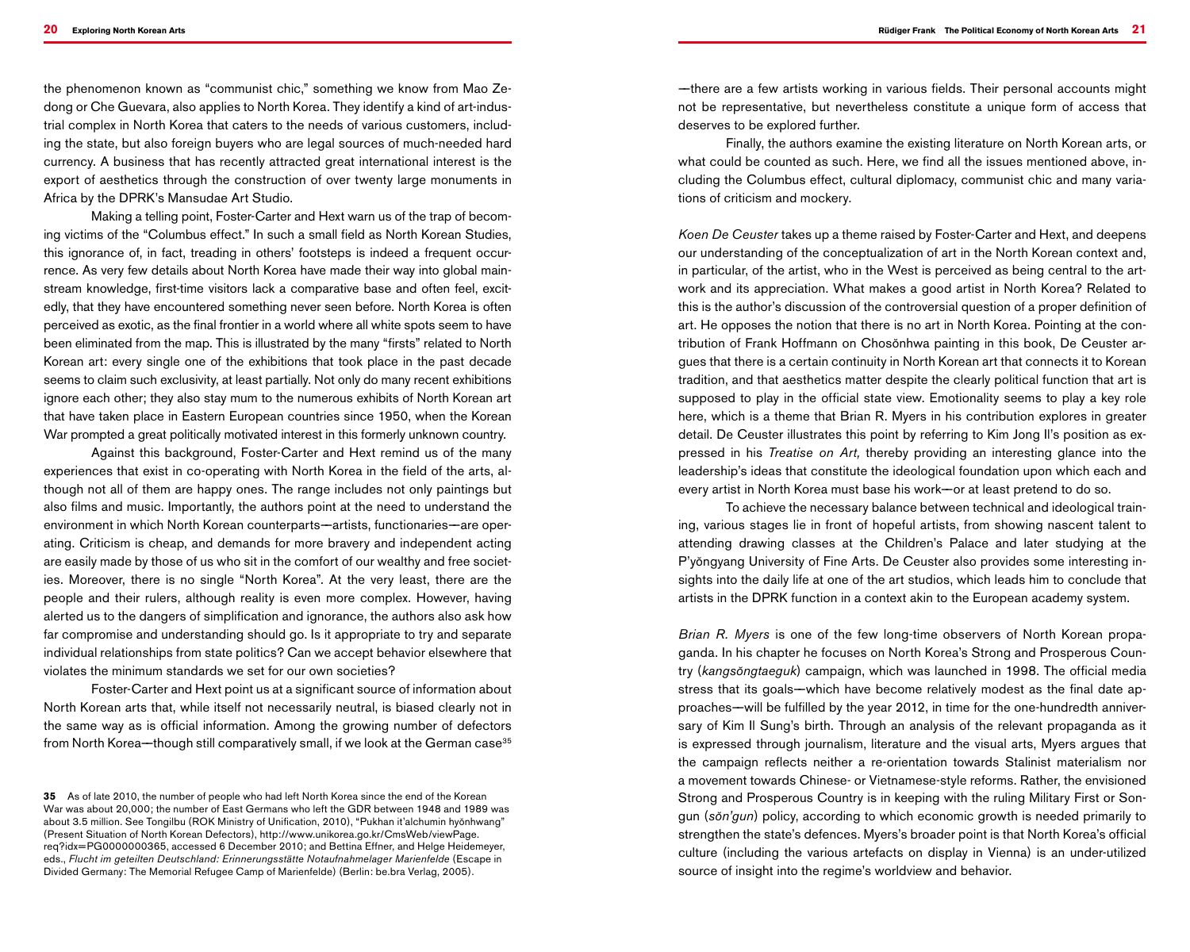the phenomenon known as "communist chic," something we know from Mao Zedong or Che Guevara, also applies to North Korea. They identify a kind of art-industrial complex in North Korea that caters to the needs of various customers, including the state, but also foreign buyers who are legal sources of much-needed hard currency. A business that has recently attracted great international interest is the export of aesthetics through the construction of over twenty large monuments in Africa by the DPRK's Mansudae Art Studio.

Making a telling point, Foster-Carter and Hext warn us of the trap of becoming victims of the "Columbus effect." In such a small field as North Korean Studies, this ignorance of, in fact, treading in others' footsteps is indeed a frequent occurrence. As very few details about North Korea have made their way into global mainstream knowledge, first-time visitors lack a comparative base and often feel, excitedly, that they have encountered something never seen before. North Korea is often perceived as exotic, as the final frontier in a world where all white spots seem to have been eliminated from the map. This is illustrated by the many "firsts" related to North Korean art: every single one of the exhibitions that took place in the past decade seems to claim such exclusivity, at least partially. Not only do many recent exhibitions ignore each other; they also stay mum to the numerous exhibits of North Korean art that have taken place in Eastern European countries since 1950, when the Korean War prompted a great politically motivated interest in this formerly unknown country.

Against this background, Foster-Carter and Hext remind us of the many experiences that exist in co-operating with North Korea in the field of the arts, although not all of them are happy ones. The range includes not only paintings but also films and music. Importantly, the authors point at the need to understand the environment in which North Korean counterparts—artists, functionaries—are operating. Criticism is cheap, and demands for more bravery and independent acting are easily made by those of us who sit in the comfort of our wealthy and free societies. Moreover, there is no single "North Korea". At the very least, there are the people and their rulers, although reality is even more complex. However, having alerted us to the dangers of simplification and ignorance, the authors also ask how far compromise and understanding should go. Is it appropriate to try and separate individual relationships from state politics? Can we accept behavior elsewhere that violates the minimum standards we set for our own societies?

Foster-Carter and Hext point us at a significant source of information about North Korean arts that, while itself not necessarily neutral, is biased clearly not in the same way as is official information. Among the growing number of defectors from North Korea—though still comparatively small, if we look at the German case[35]—there are a few artists working in various fields. Their personal accounts might not be representative, but nevertheless constitute a unique form of access that deserves to be explored further.

Finally, the authors examine the existing literature on North Korean arts, or what could be counted as such. Here, we find all the issues mentioned above, including the Columbus effect, cultural diplomacy, communist chic and many variations of criticism and mockery.

*Koen De Ceuster* takes up a theme raised by Foster-Carter and Hext, and deepens our understanding of the conceptualization of art in the North Korean context and, in particular, of the artist, who in the West is perceived as being central to the artwork and its appreciation. What makes a good artist in North Korea? Related to this is the author's discussion of the controversial question of a proper definition of art. He opposes the notion that there is no art in North Korea. Pointing at the contribution of Frank Hoffmann on Chosŏnhwa painting in this book, De Ceuster argues that there is a certain continuity in North Korean art that connects it to Korean tradition, and that aesthetics matter despite the clearly political function that art is supposed to play in the official state view. Emotionality seems to play a key role here, which is a theme that Brian R. Myers in his contribution explores in greater detail. De Ceuster illustrates this point by referring to Kim Jong Il's position as expressed in his *Treatise on Art,* thereby providing an interesting glance into the leadership's ideas that constitute the ideological foundation upon which each and every artist in North Korea must base his work—or at least pretend to do so.

To achieve the necessary balance between technical and ideological training, various stages lie in front of hopeful artists, from showing nascent talent to attending drawing classes at the Children's Palace and later studying at the P'yŏngyang University of Fine Arts. De Ceuster also provides some interesting insights into the daily life at one of the art studios, which leads him to conclude that artists in the DPRK function in a context akin to the European academy system.

*Brian R. Myers* is one of the few long-time observers of North Korean propaganda. In his chapter he focuses on North Korea's Strong and Prosperous Country (*kangsŏngtaeguk*) campaign, which was launched in 1998. The official media stress that its goals—which have become relatively modest as the final date approaches—will be fulfilled by the year 2012, in time for the one-hundredth anniversary of Kim Il Sung's birth. Through an analysis of the relevant propaganda as it is expressed through journalism, literature and the visual arts, Myers argues that the campaign reflects neither a re-orientation towards Stalinist materialism nor a movement towards Chinese- or Vietnamese-style reforms. Rather, the envisioned Strong and Prosperous Country is in keeping with the ruling Military First or Songun (*sŏn'gun*) policy, according to which economic growth is needed primarily to strengthen the state's defences. Myers's broader point is that North Korea's official culture (including the various artefacts on display in Vienna) is an under-utilized source of insight into the regime's worldview and behavior.

---

**35** As of late 2010, the number of people who had left North Korea since the end of the Korean War was about 20,000; the number of East Germans who left the GDR between 1948 and 1989 was about 3.5 million. See Tongilbu (ROK Ministry of Unification, 2010), "Pukhan it'alchumin hyŏnhwang" (Present Situation of North Korean Defectors), http://www.unikorea.go.kr/CmsWeb/viewPage.req?idx=PG0000000365, accessed 6 December 2010; and Bettina Effner, and Helge Heidemeyer, eds., *Flucht im geteilten Deutschland: Erinnerungsstätte Notaufnahmelager Marienfelde* (Escape in Divided Germany: The Memorial Refugee Camp of Marienfelde) (Berlin: be.bra Verlag, 2005).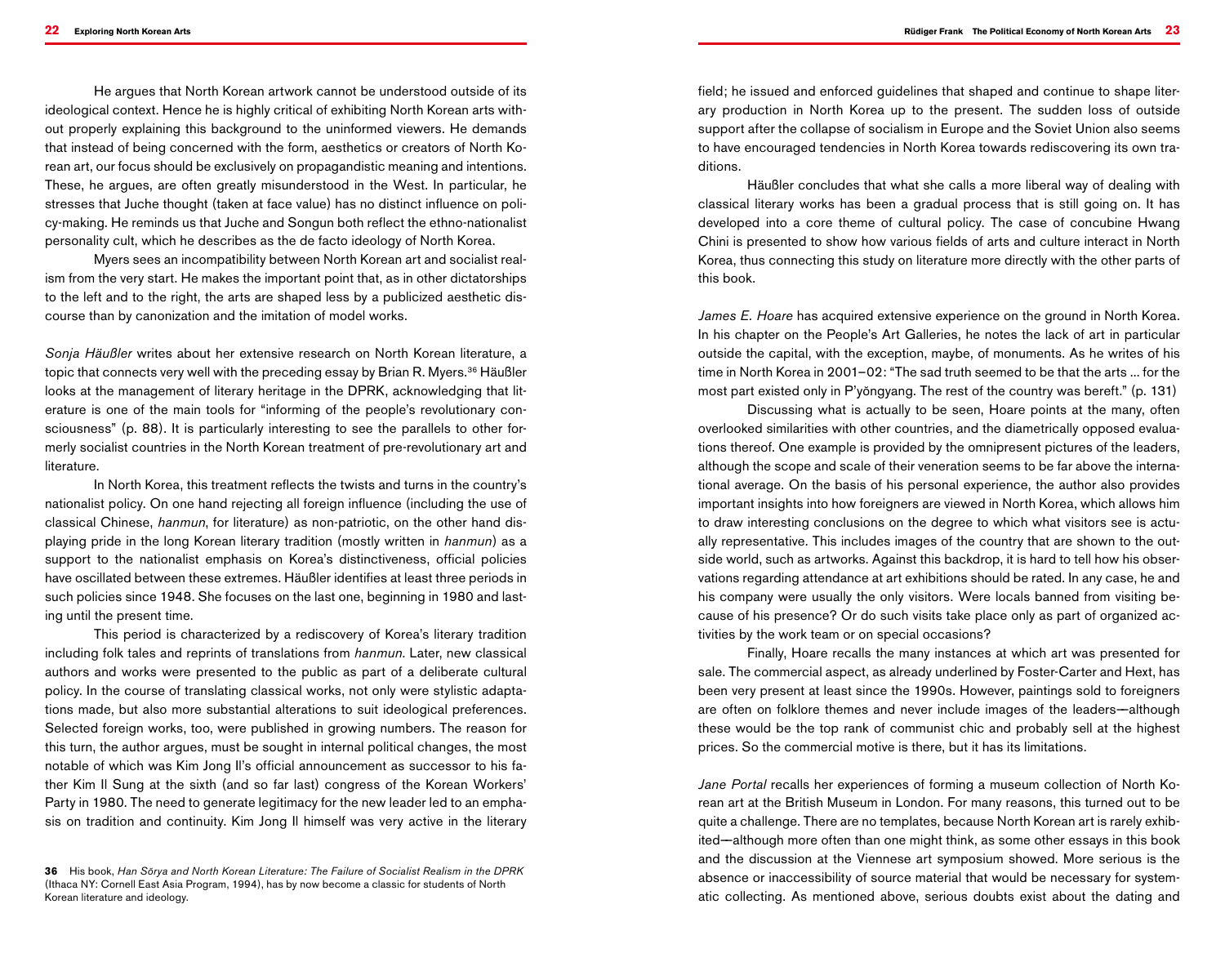He argues that North Korean artwork cannot be understood outside of its ideological context. Hence he is highly critical of exhibiting North Korean arts without properly explaining this background to the uninformed viewers. He demands that instead of being concerned with the form, aesthetics or creators of North Korean art, our focus should be exclusively on propagandistic meaning and intentions. These, he argues, are often greatly misunderstood in the West. In particular, he stresses that Juche thought (taken at face value) has no distinct influence on policy-making. He reminds us that Juche and Songun both reflect the ethno-nationalist personality cult, which he describes as the de facto ideology of North Korea.

Myers sees an incompatibility between North Korean art and socialist realism from the very start. He makes the important point that, as in other dictatorships to the left and to the right, the arts are shaped less by a publicized aesthetic discourse than by canonization and the imitation of model works.

*Sonja Häußler* writes about her extensive research on North Korean literature, a topic that connects very well with the preceding essay by Brian R. Myers.[36] Häußler looks at the management of literary heritage in the DPRK, acknowledging that literature is one of the main tools for "informing of the people's revolutionary consciousness" (p. 88). It is particularly interesting to see the parallels to other formerly socialist countries in the North Korean treatment of pre-revolutionary art and literature.

In North Korea, this treatment reflects the twists and turns in the country's nationalist policy. On one hand rejecting all foreign influence (including the use of classical Chinese, *hanmun*, for literature) as non-patriotic, on the other hand displaying pride in the long Korean literary tradition (mostly written in *hanmun*) as a support to the nationalist emphasis on Korea's distinctiveness, official policies have oscillated between these extremes. Häußler identifies at least three periods in such policies since 1948. She focuses on the last one, beginning in 1980 and lasting until the present time.

This period is characterized by a rediscovery of Korea's literary tradition including folk tales and reprints of translations from *hanmun.* Later, new classical authors and works were presented to the public as part of a deliberate cultural policy. In the course of translating classical works, not only were stylistic adaptations made, but also more substantial alterations to suit ideological preferences. Selected foreign works, too, were published in growing numbers. The reason for this turn, the author argues, must be sought in internal political changes, the most notable of which was Kim Jong Il's official announcement as successor to his father Kim Il Sung at the sixth (and so far last) congress of the Korean Workers' Party in 1980. The need to generate legitimacy for the new leader led to an emphasis on tradition and continuity. Kim Jong Il himself was very active in the literary field; he issued and enforced guidelines that shaped and continue to shape literary production in North Korea up to the present. The sudden loss of outside support after the collapse of socialism in Europe and the Soviet Union also seems to have encouraged tendencies in North Korea towards rediscovering its own traditions.

Häußler concludes that what she calls a more liberal way of dealing with classical literary works has been a gradual process that is still going on. It has developed into a core theme of cultural policy. The case of concubine Hwang Chini is presented to show how various fields of arts and culture interact in North Korea, thus connecting this study on literature more directly with the other parts of this book.

*James E. Hoare* has acquired extensive experience on the ground in North Korea. In his chapter on the People's Art Galleries, he notes the lack of art in particular outside the capital, with the exception, maybe, of monuments. As he writes of his time in North Korea in 2001–02: "The sad truth seemed to be that the arts ... for the most part existed only in P'yŏngyang. The rest of the country was bereft." (p. 131)

Discussing what is actually to be seen, Hoare points at the many, often overlooked similarities with other countries, and the diametrically opposed evaluations thereof. One example is provided by the omnipresent pictures of the leaders, although the scope and scale of their veneration seems to be far above the international average. On the basis of his personal experience, the author also provides important insights into how foreigners are viewed in North Korea, which allows him to draw interesting conclusions on the degree to which what visitors see is actually representative. This includes images of the country that are shown to the outside world, such as artworks. Against this backdrop, it is hard to tell how his observations regarding attendance at art exhibitions should be rated. In any case, he and his company were usually the only visitors. Were locals banned from visiting because of his presence? Or do such visits take place only as part of organized activities by the work team or on special occasions?

Finally, Hoare recalls the many instances at which art was presented for sale. The commercial aspect, as already underlined by Foster-Carter and Hext, has been very present at least since the 1990s. However, paintings sold to foreigners are often on folklore themes and never include images of the leaders—although these would be the top rank of communist chic and probably sell at the highest prices. So the commercial motive is there, but it has its limitations.

*Jane Portal* recalls her experiences of forming a museum collection of North Korean art at the British Museum in London. For many reasons, this turned out to be quite a challenge. There are no templates, because North Korean art is rarely exhibited—although more often than one might think, as some other essays in this book and the discussion at the Viennese art symposium showed. More serious is the absence or inaccessibility of source material that would be necessary for systematic collecting. As mentioned above, serious doubts exist about the dating and

**36** His book, *Han Sŏrya and North Korean Literature: The Failure of Socialist Realism in the DPRK* (Ithaca NY: Cornell East Asia Program, 1994), has by now become a classic for students of North Korean literature and ideology.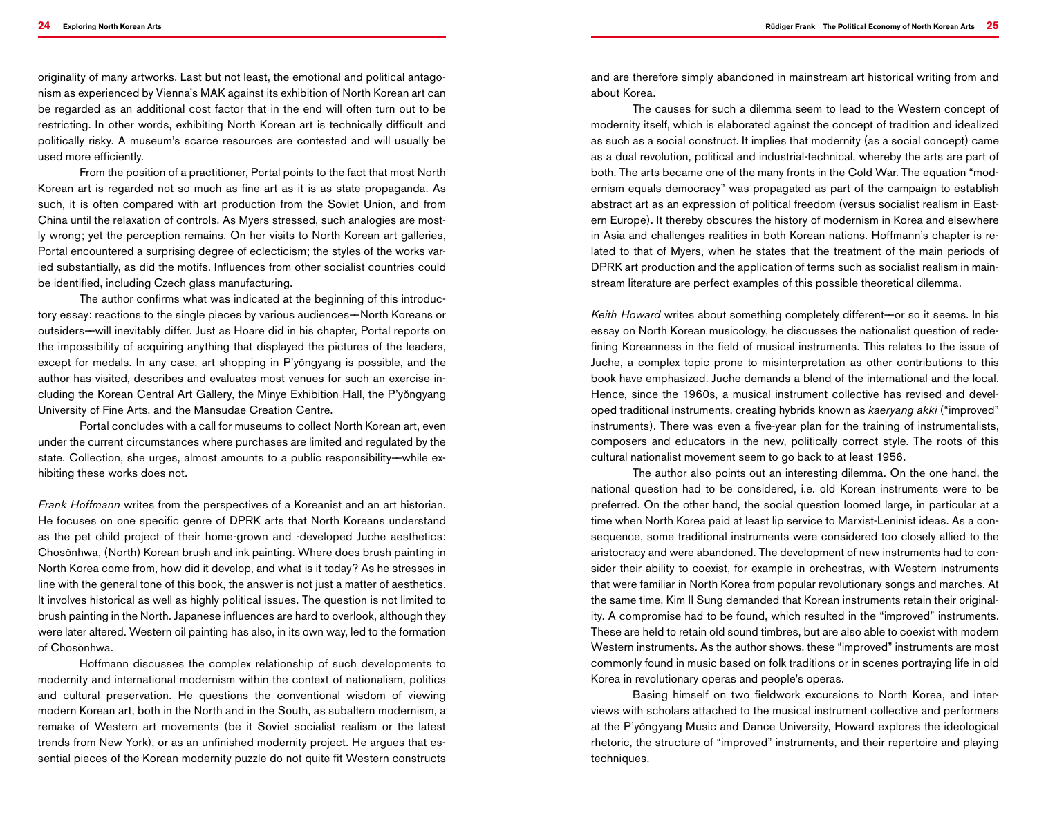originality of many artworks. Last but not least, the emotional and political antagonism as experienced by Vienna's MAK against its exhibition of North Korean art can be regarded as an additional cost factor that in the end will often turn out to be restricting. In other words, exhibiting North Korean art is technically difficult and politically risky. A museum's scarce resources are contested and will usually be used more efficiently.

From the position of a practitioner, Portal points to the fact that most North Korean art is regarded not so much as fine art as it is as state propaganda. As such, it is often compared with art production from the Soviet Union, and from China until the relaxation of controls. As Myers stressed, such analogies are mostly wrong; yet the perception remains. On her visits to North Korean art galleries, Portal encountered a surprising degree of eclecticism; the styles of the works varied substantially, as did the motifs. Influences from other socialist countries could be identified, including Czech glass manufacturing.

The author confirms what was indicated at the beginning of this introductory essay: reactions to the single pieces by various audiences—North Koreans or outsiders—will inevitably differ. Just as Hoare did in his chapter, Portal reports on the impossibility of acquiring anything that displayed the pictures of the leaders, except for medals. In any case, art shopping in P'yŏngyang is possible, and the author has visited, describes and evaluates most venues for such an exercise including the Korean Central Art Gallery, the Minye Exhibition Hall, the P'yŏngyang University of Fine Arts, and the Mansudae Creation Centre.

Portal concludes with a call for museums to collect North Korean art, even under the current circumstances where purchases are limited and regulated by the state. Collection, she urges, almost amounts to a public responsibility—while exhibiting these works does not.

*Frank Hoffmann* writes from the perspectives of a Koreanist and an art historian. He focuses on one specific genre of DPRK arts that North Koreans understand as the pet child project of their home-grown and -developed Juche aesthetics: Chosŏnhwa, (North) Korean brush and ink painting. Where does brush painting in North Korea come from, how did it develop, and what is it today? As he stresses in line with the general tone of this book, the answer is not just a matter of aesthetics. It involves historical as well as highly political issues. The question is not limited to brush painting in the North. Japanese influences are hard to overlook, although they were later altered. Western oil painting has also, in its own way, led to the formation of Chosŏnhwa.

Hoffmann discusses the complex relationship of such developments to modernity and international modernism within the context of nationalism, politics and cultural preservation. He questions the conventional wisdom of viewing modern Korean art, both in the North and in the South, as subaltern modernism, a remake of Western art movements (be it Soviet socialist realism or the latest trends from New York), or as an unfinished modernity project. He argues that essential pieces of the Korean modernity puzzle do not quite fit Western constructs and are therefore simply abandoned in mainstream art historical writing from and about Korea.

The causes for such a dilemma seem to lead to the Western concept of modernity itself, which is elaborated against the concept of tradition and idealized as such as a social construct. It implies that modernity (as a social concept) came as a dual revolution, political and industrial-technical, whereby the arts are part of both. The arts became one of the many fronts in the Cold War. The equation "modernism equals democracy" was propagated as part of the campaign to establish abstract art as an expression of political freedom (versus socialist realism in Eastern Europe). It thereby obscures the history of modernism in Korea and elsewhere in Asia and challenges realities in both Korean nations. Hoffmann's chapter is related to that of Myers, when he states that the treatment of the main periods of DPRK art production and the application of terms such as socialist realism in mainstream literature are perfect examples of this possible theoretical dilemma.

*Keith Howard* writes about something completely different—or so it seems. In his essay on North Korean musicology, he discusses the nationalist question of redefining Koreanness in the field of musical instruments. This relates to the issue of Juche, a complex topic prone to misinterpretation as other contributions to this book have emphasized. Juche demands a blend of the international and the local. Hence, since the 1960s, a musical instrument collective has revised and developed traditional instruments, creating hybrids known as *kaeryang akki* ("improved" instruments). There was even a five-year plan for the training of instrumentalists, composers and educators in the new, politically correct style. The roots of this cultural nationalist movement seem to go back to at least 1956.

The author also points out an interesting dilemma. On the one hand, the national question had to be considered, i.e. old Korean instruments were to be preferred. On the other hand, the social question loomed large, in particular at a time when North Korea paid at least lip service to Marxist-Leninist ideas. As a consequence, some traditional instruments were considered too closely allied to the aristocracy and were abandoned. The development of new instruments had to consider their ability to coexist, for example in orchestras, with Western instruments that were familiar in North Korea from popular revolutionary songs and marches. At the same time, Kim Il Sung demanded that Korean instruments retain their originality. A compromise had to be found, which resulted in the "improved" instruments. These are held to retain old sound timbres, but are also able to coexist with modern Western instruments. As the author shows, these "improved" instruments are most commonly found in music based on folk traditions or in scenes portraying life in old Korea in revolutionary operas and people's operas.

Basing himself on two fieldwork excursions to North Korea, and interviews with scholars attached to the musical instrument collective and performers at the P'yŏngyang Music and Dance University, Howard explores the ideological rhetoric, the structure of "improved" instruments, and their repertoire and playing techniques.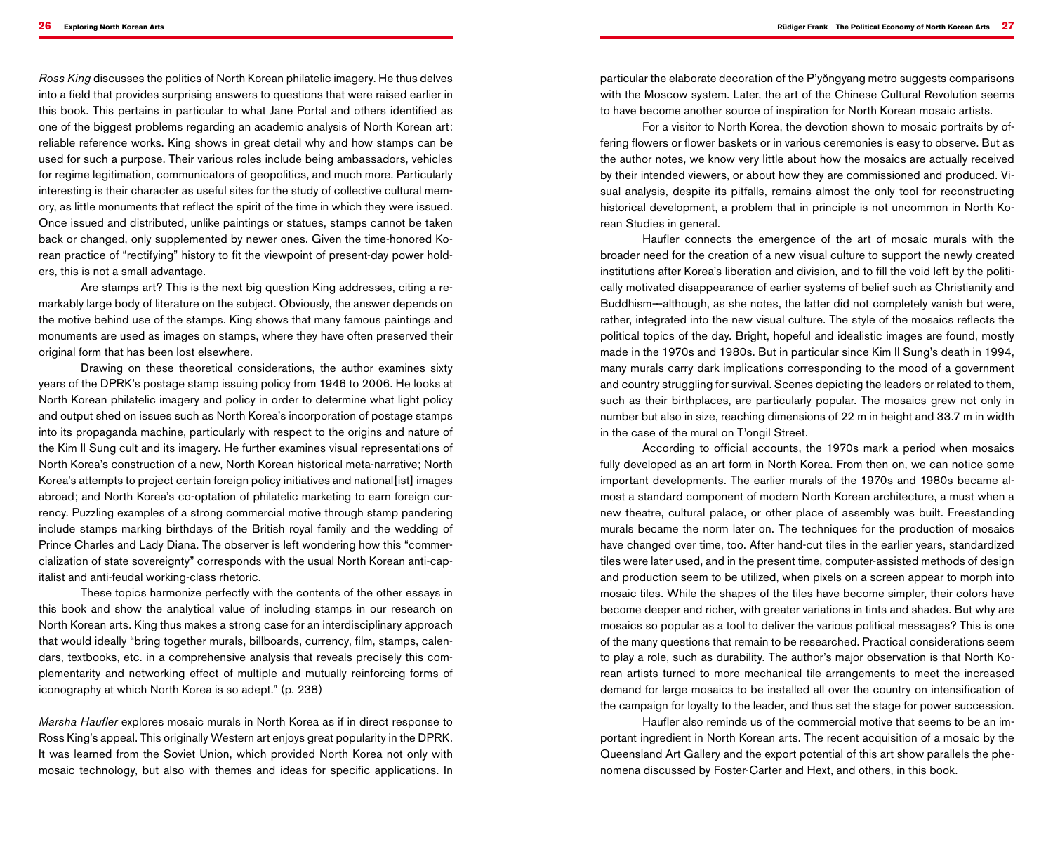*Ross King* discusses the politics of North Korean philatelic imagery. He thus delves into a field that provides surprising answers to questions that were raised earlier in this book. This pertains in particular to what Jane Portal and others identified as one of the biggest problems regarding an academic analysis of North Korean art: reliable reference works. King shows in great detail why and how stamps can be used for such a purpose. Their various roles include being ambassadors, vehicles for regime legitimation, communicators of geopolitics, and much more. Particularly interesting is their character as useful sites for the study of collective cultural memory, as little monuments that reflect the spirit of the time in which they were issued. Once issued and distributed, unlike paintings or statues, stamps cannot be taken back or changed, only supplemented by newer ones. Given the time-honored Korean practice of "rectifying" history to fit the viewpoint of present-day power holders, this is not a small advantage.

Are stamps art? This is the next big question King addresses, citing a remarkably large body of literature on the subject. Obviously, the answer depends on the motive behind use of the stamps. King shows that many famous paintings and monuments are used as images on stamps, where they have often preserved their original form that has been lost elsewhere.

Drawing on these theoretical considerations, the author examines sixty years of the DPRK's postage stamp issuing policy from 1946 to 2006. He looks at North Korean philatelic imagery and policy in order to determine what light policy and output shed on issues such as North Korea's incorporation of postage stamps into its propaganda machine, particularly with respect to the origins and nature of the Kim Il Sung cult and its imagery. He further examines visual representations of North Korea's construction of a new, North Korean historical meta-narrative; North Korea's attempts to project certain foreign policy initiatives and national[ist] images abroad; and North Korea's co-optation of philatelic marketing to earn foreign currency. Puzzling examples of a strong commercial motive through stamp pandering include stamps marking birthdays of the British royal family and the wedding of Prince Charles and Lady Diana. The observer is left wondering how this "commercialization of state sovereignty" corresponds with the usual North Korean anti-capitalist and anti-feudal working-class rhetoric.

These topics harmonize perfectly with the contents of the other essays in this book and show the analytical value of including stamps in our research on North Korean arts. King thus makes a strong case for an interdisciplinary approach that would ideally "bring together murals, billboards, currency, film, stamps, calendars, textbooks, etc. in a comprehensive analysis that reveals precisely this complementarity and networking effect of multiple and mutually reinforcing forms of iconography at which North Korea is so adept." (p. 238)

*Marsha Haufler* explores mosaic murals in North Korea as if in direct response to Ross King's appeal. This originally Western art enjoys great popularity in the DPRK. It was learned from the Soviet Union, which provided North Korea not only with mosaic technology, but also with themes and ideas for specific applications. In particular the elaborate decoration of the P'yŏngyang metro suggests comparisons with the Moscow system. Later, the art of the Chinese Cultural Revolution seems to have become another source of inspiration for North Korean mosaic artists.

For a visitor to North Korea, the devotion shown to mosaic portraits by offering flowers or flower baskets or in various ceremonies is easy to observe. But as the author notes, we know very little about how the mosaics are actually received by their intended viewers, or about how they are commissioned and produced. Visual analysis, despite its pitfalls, remains almost the only tool for reconstructing historical development, a problem that in principle is not uncommon in North Korean Studies in general.

Haufler connects the emergence of the art of mosaic murals with the broader need for the creation of a new visual culture to support the newly created institutions after Korea's liberation and division, and to fill the void left by the politically motivated disappearance of earlier systems of belief such as Christianity and Buddhism—although, as she notes, the latter did not completely vanish but were, rather, integrated into the new visual culture. The style of the mosaics reflects the political topics of the day. Bright, hopeful and idealistic images are found, mostly made in the 1970s and 1980s. But in particular since Kim Il Sung's death in 1994, many murals carry dark implications corresponding to the mood of a government and country struggling for survival. Scenes depicting the leaders or related to them, such as their birthplaces, are particularly popular. The mosaics grew not only in number but also in size, reaching dimensions of 22 m in height and 33.7 m in width in the case of the mural on T'ongil Street.

According to official accounts, the 1970s mark a period when mosaics fully developed as an art form in North Korea. From then on, we can notice some important developments. The earlier murals of the 1970s and 1980s became almost a standard component of modern North Korean architecture, a must when a new theatre, cultural palace, or other place of assembly was built. Freestanding murals became the norm later on. The techniques for the production of mosaics have changed over time, too. After hand-cut tiles in the earlier years, standardized tiles were later used, and in the present time, computer-assisted methods of design and production seem to be utilized, when pixels on a screen appear to morph into mosaic tiles. While the shapes of the tiles have become simpler, their colors have become deeper and richer, with greater variations in tints and shades. But why are mosaics so popular as a tool to deliver the various political messages? This is one of the many questions that remain to be researched. Practical considerations seem to play a role, such as durability. The author's major observation is that North Korean artists turned to more mechanical tile arrangements to meet the increased demand for large mosaics to be installed all over the country on intensification of the campaign for loyalty to the leader, and thus set the stage for power succession.

Haufler also reminds us of the commercial motive that seems to be an important ingredient in North Korean arts. The recent acquisition of a mosaic by the Queensland Art Gallery and the export potential of this art show parallels the phenomena discussed by Foster-Carter and Hext, and others, in this book.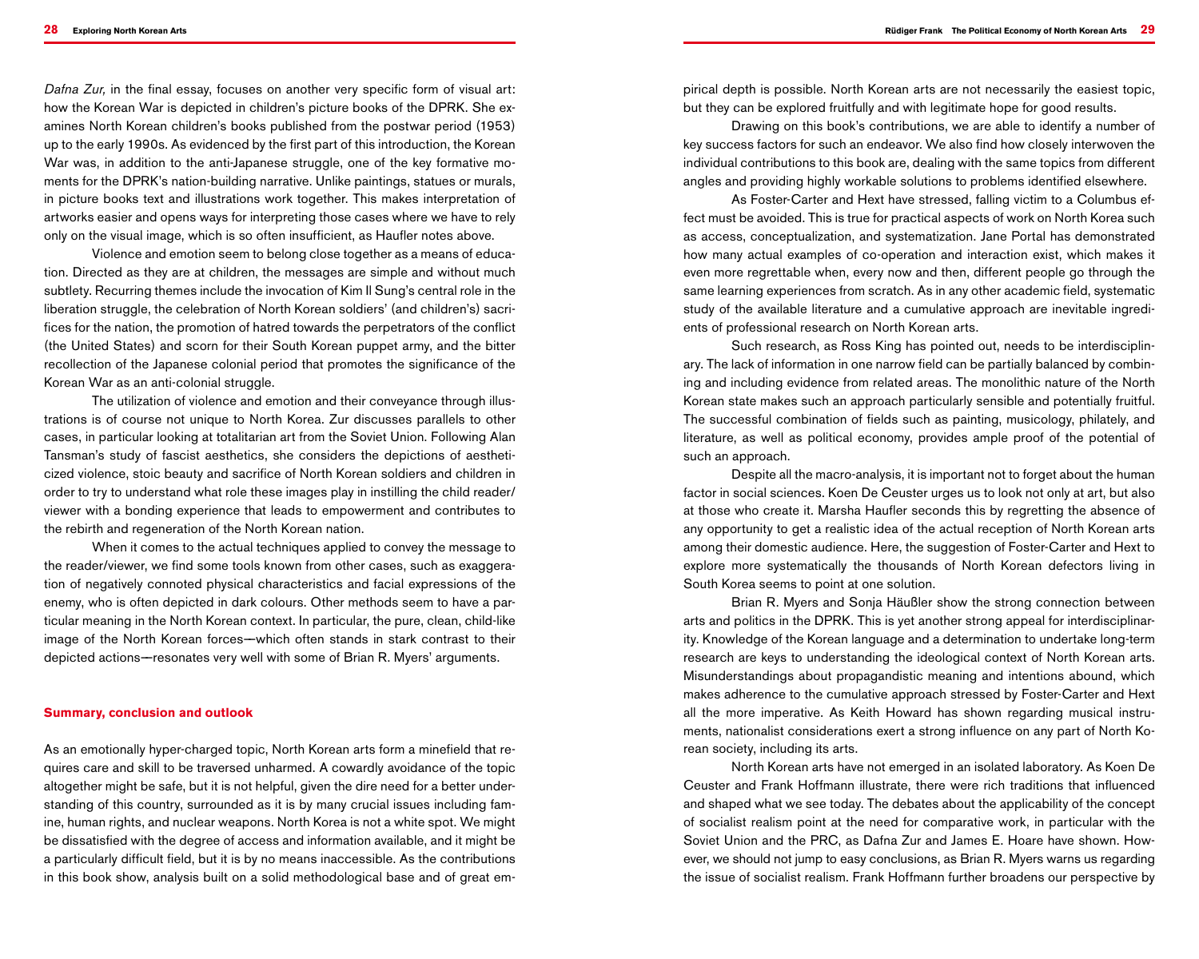*Dafna Zur,* in the final essay, focuses on another very specific form of visual art: how the Korean War is depicted in children's picture books of the DPRK. She examines North Korean children's books published from the postwar period (1953) up to the early 1990s. As evidenced by the first part of this introduction, the Korean War was, in addition to the anti-Japanese struggle, one of the key formative moments for the DPRK's nation-building narrative. Unlike paintings, statues or murals, in picture books text and illustrations work together. This makes interpretation of artworks easier and opens ways for interpreting those cases where we have to rely only on the visual image, which is so often insufficient, as Haufler notes above.

Violence and emotion seem to belong close together as a means of education. Directed as they are at children, the messages are simple and without much subtlety. Recurring themes include the invocation of Kim Il Sung's central role in the liberation struggle, the celebration of North Korean soldiers' (and children's) sacrifices for the nation, the promotion of hatred towards the perpetrators of the conflict (the United States) and scorn for their South Korean puppet army, and the bitter recollection of the Japanese colonial period that promotes the significance of the Korean War as an anti-colonial struggle.

The utilization of violence and emotion and their conveyance through illustrations is of course not unique to North Korea. Zur discusses parallels to other cases, in particular looking at totalitarian art from the Soviet Union. Following Alan Tansman's study of fascist aesthetics, she considers the depictions of aestheticized violence, stoic beauty and sacrifice of North Korean soldiers and children in order to try to understand what role these images play in instilling the child reader/viewer with a bonding experience that leads to empowerment and contributes to the rebirth and regeneration of the North Korean nation.

When it comes to the actual techniques applied to convey the message to the reader/viewer, we find some tools known from other cases, such as exaggeration of negatively connoted physical characteristics and facial expressions of the enemy, who is often depicted in dark colours. Other methods seem to have a particular meaning in the North Korean context. In particular, the pure, clean, child-like image of the North Korean forces—which often stands in stark contrast to their depicted actions—resonates very well with some of Brian R. Myers' arguments.

## Summary, conclusion and outlook

As an emotionally hyper-charged topic, North Korean arts form a minefield that requires care and skill to be traversed unharmed. A cowardly avoidance of the topic altogether might be safe, but it is not helpful, given the dire need for a better understanding of this country, surrounded as it is by many crucial issues including famine, human rights, and nuclear weapons. North Korea is not a white spot. We might be dissatisfied with the degree of access and information available, and it might be a particularly difficult field, but it is by no means inaccessible. As the contributions in this book show, analysis built on a solid methodological base and of great empirical depth is possible. North Korean arts are not necessarily the easiest topic, but they can be explored fruitfully and with legitimate hope for good results.

Drawing on this book's contributions, we are able to identify a number of key success factors for such an endeavor. We also find how closely interwoven the individual contributions to this book are, dealing with the same topics from different angles and providing highly workable solutions to problems identified elsewhere.

As Foster-Carter and Hext have stressed, falling victim to a Columbus effect must be avoided. This is true for practical aspects of work on North Korea such as access, conceptualization, and systematization. Jane Portal has demonstrated how many actual examples of co-operation and interaction exist, which makes it even more regrettable when, every now and then, different people go through the same learning experiences from scratch. As in any other academic field, systematic study of the available literature and a cumulative approach are inevitable ingredients of professional research on North Korean arts.

Such research, as Ross King has pointed out, needs to be interdisciplinary. The lack of information in one narrow field can be partially balanced by combining and including evidence from related areas. The monolithic nature of the North Korean state makes such an approach particularly sensible and potentially fruitful. The successful combination of fields such as painting, musicology, philately, and literature, as well as political economy, provides ample proof of the potential of such an approach.

Despite all the macro-analysis, it is important not to forget about the human factor in social sciences. Koen De Ceuster urges us to look not only at art, but also at those who create it. Marsha Haufler seconds this by regretting the absence of any opportunity to get a realistic idea of the actual reception of North Korean arts among their domestic audience. Here, the suggestion of Foster-Carter and Hext to explore more systematically the thousands of North Korean defectors living in South Korea seems to point at one solution.

Brian R. Myers and Sonja Häußler show the strong connection between arts and politics in the DPRK. This is yet another strong appeal for interdisciplinarity. Knowledge of the Korean language and a determination to undertake long-term research are keys to understanding the ideological context of North Korean arts. Misunderstandings about propagandistic meaning and intentions abound, which makes adherence to the cumulative approach stressed by Foster-Carter and Hext all the more imperative. As Keith Howard has shown regarding musical instruments, nationalist considerations exert a strong influence on any part of North Korean society, including its arts.

North Korean arts have not emerged in an isolated laboratory. As Koen De Ceuster and Frank Hoffmann illustrate, there were rich traditions that influenced and shaped what we see today. The debates about the applicability of the concept of socialist realism point at the need for comparative work, in particular with the Soviet Union and the PRC, as Dafna Zur and James E. Hoare have shown. However, we should not jump to easy conclusions, as Brian R. Myers warns us regarding the issue of socialist realism. Frank Hoffmann further broadens our perspective by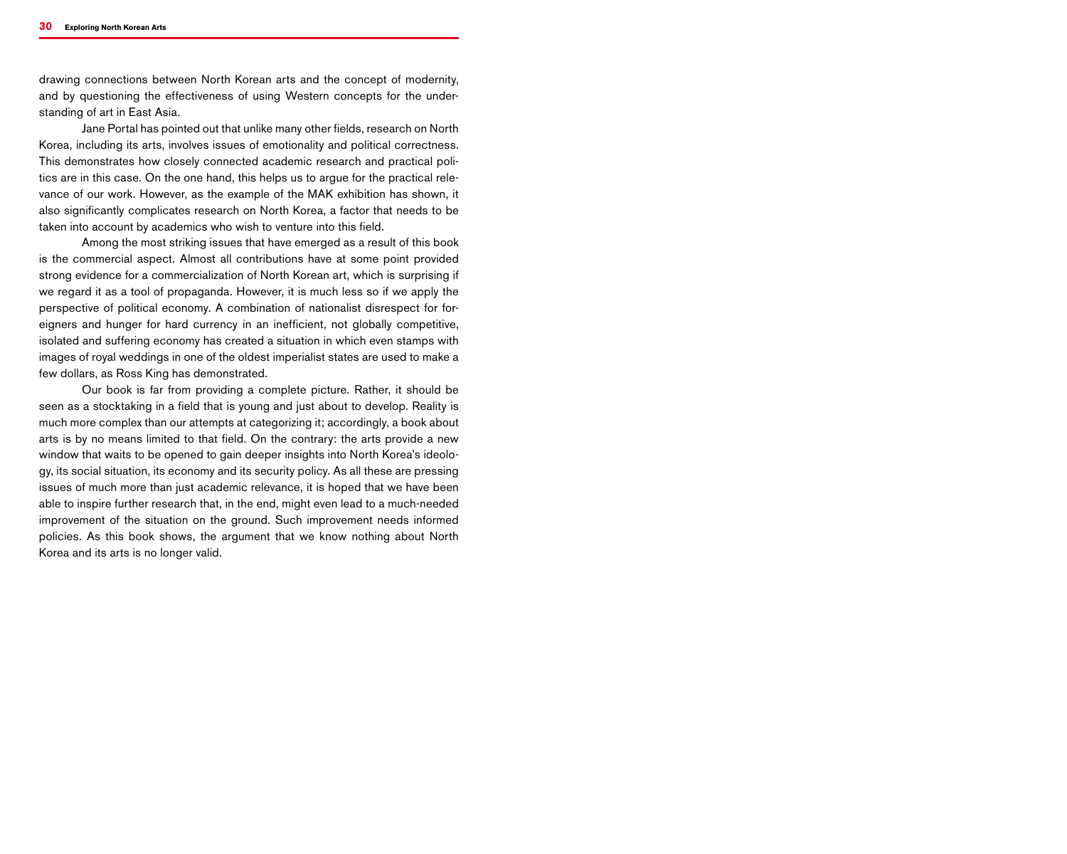drawing connections between North Korean arts and the concept of modernity, and by questioning the effectiveness of using Western concepts for the understanding of art in East Asia.

Jane Portal has pointed out that unlike many other fields, research on North Korea, including its arts, involves issues of emotionality and political correctness. This demonstrates how closely connected academic research and practical politics are in this case. On the one hand, this helps us to argue for the practical relevance of our work. However, as the example of the MAK exhibition has shown, it also significantly complicates research on North Korea, a factor that needs to be taken into account by academics who wish to venture into this field.

Among the most striking issues that have emerged as a result of this book is the commercial aspect. Almost all contributions have at some point provided strong evidence for a commercialization of North Korean art, which is surprising if we regard it as a tool of propaganda. However, it is much less so if we apply the perspective of political economy. A combination of nationalist disrespect for foreigners and hunger for hard currency in an inefficient, not globally competitive, isolated and suffering economy has created a situation in which even stamps with images of royal weddings in one of the oldest imperialist states are used to make a few dollars, as Ross King has demonstrated.

Our book is far from providing a complete picture. Rather, it should be seen as a stocktaking in a field that is young and just about to develop. Reality is much more complex than our attempts at categorizing it; accordingly, a book about arts is by no means limited to that field. On the contrary: the arts provide a new window that waits to be opened to gain deeper insights into North Korea's ideology, its social situation, its economy and its security policy. As all these are pressing issues of much more than just academic relevance, it is hoped that we have been able to inspire further research that, in the end, might even lead to a much-needed improvement of the situation on the ground. Such improvement needs informed policies. As this book shows, the argument that we know nothing about North Korea and its arts is no longer valid.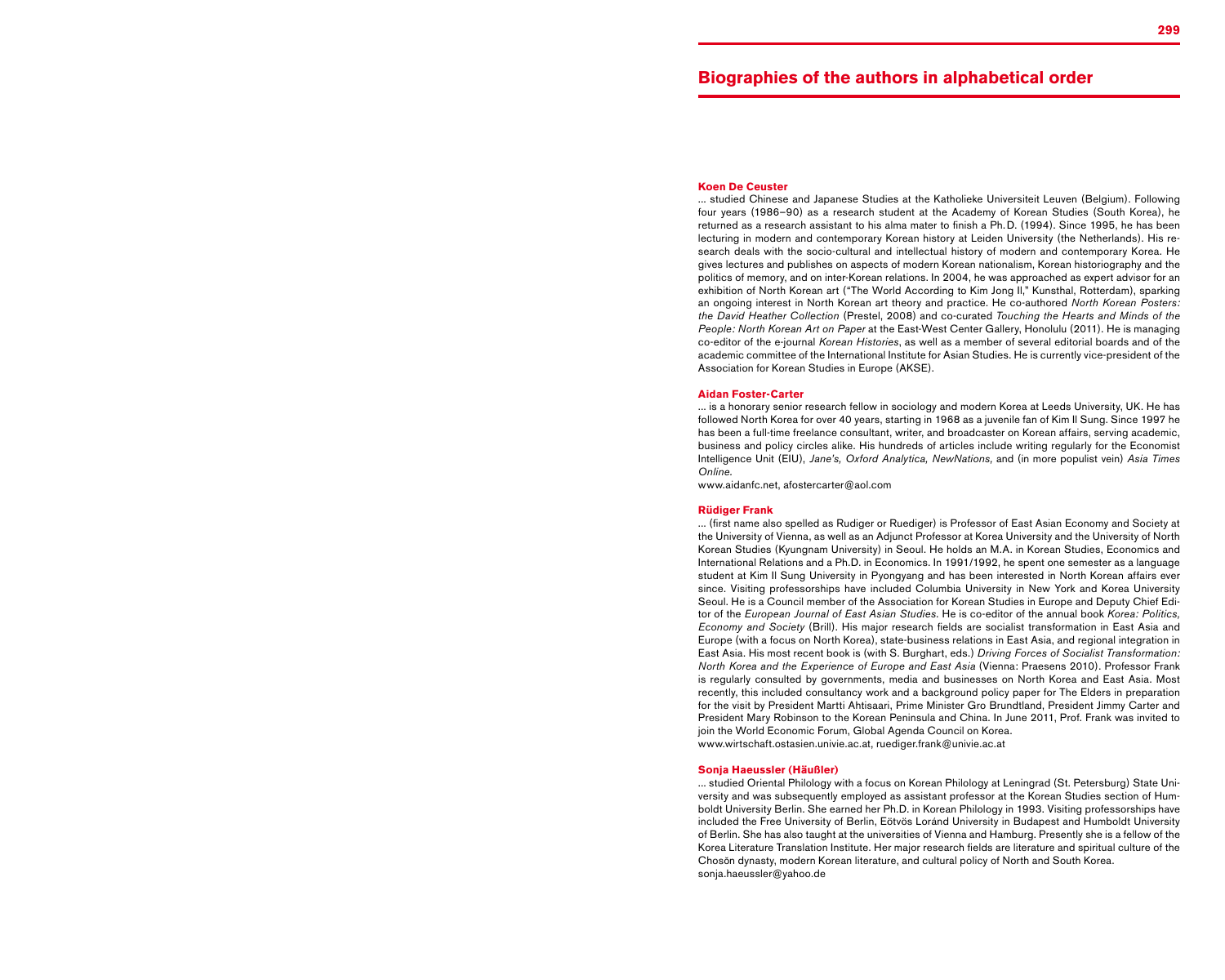# Biographies of the authors in alphabetical order

### Koen De Ceuster

… studied Chinese and Japanese Studies at the Katholieke Universiteit Leuven (Belgium). Following four years (1986–90) as a research student at the Academy of Korean Studies (South Korea), he returned as a research assistant to his alma mater to finish a Ph.D. (1994). Since 1995, he has been lecturing in modern and contemporary Korean history at Leiden University (the Netherlands). His research deals with the socio-cultural and intellectual history of modern and contemporary Korea. He gives lectures and publishes on aspects of modern Korean nationalism, Korean historiography and the politics of memory, and on inter-Korean relations. In 2004, he was approached as expert advisor for an exhibition of North Korean art ("The World According to Kim Jong Il," Kunsthal, Rotterdam), sparking an ongoing interest in North Korean art theory and practice. He co-authored *North Korean Posters: the David Heather Collection* (Prestel, 2008) and co-curated *Touching the Hearts and Minds of the People: North Korean Art on Paper* at the East-West Center Gallery, Honolulu (2011). He is managing co-editor of the e-journal *Korean Histories*, as well as a member of several editorial boards and of the academic committee of the International Institute for Asian Studies. He is currently vice-president of the Association for Korean Studies in Europe (AKSE).

### Aidan Foster-Carter

… is a honorary senior research fellow in sociology and modern Korea at Leeds University, UK. He has followed North Korea for over 40 years, starting in 1968 as a juvenile fan of Kim Il Sung. Since 1997 he has been a full-time freelance consultant, writer, and broadcaster on Korean affairs, serving academic, business and policy circles alike. His hundreds of articles include writing regularly for the Economist Intelligence Unit (EIU), *Jane's, Oxford Analytica, NewNations*, and (in more populist vein) *Asia Times Online.*

www.aidanfc.net, afostercarter@aol.com

### Rüdiger Frank

… (first name also spelled as Rudiger or Ruediger) is Professor of East Asian Economy and Society at the University of Vienna, as well as an Adjunct Professor at Korea University and the University of North Korean Studies (Kyungnam University) in Seoul. He holds an M.A. in Korean Studies, Economics and International Relations and a Ph.D. in Economics. In 1991/1992, he spent one semester as a language student at Kim Il Sung University in Pyongyang and has been interested in North Korean affairs ever since. Visiting professorships have included Columbia University in New York and Korea University Seoul. He is a Council member of the Association for Korean Studies in Europe and Deputy Chief Editor of the *European Journal of East Asian Studies*. He is co-editor of the annual book *Korea: Politics, Economy and Society* (Brill). His major research fields are socialist transformation in East Asia and Europe (with a focus on North Korea), state-business relations in East Asia, and regional integration in East Asia. His most recent book is (with S. Burghart, eds.) *Driving Forces of Socialist Transformation: North Korea and the Experience of Europe and East Asia* (Vienna: Praesens 2010). Professor Frank is regularly consulted by governments, media and businesses on North Korea and East Asia. Most recently, this included consultancy work and a background policy paper for The Elders in preparation for the visit by President Martti Ahtisaari, Prime Minister Gro Brundtland, President Jimmy Carter and President Mary Robinson to the Korean Peninsula and China. In June 2011, Prof. Frank was invited to join the World Economic Forum, Global Agenda Council on Korea.

www.wirtschaft.ostasien.univie.ac.at, ruediger.frank@univie.ac.at

### Sonja Haeussler (Häußler)

… studied Oriental Philology with a focus on Korean Philology at Leningrad (St. Petersburg) State University and was subsequently employed as assistant professor at the Korean Studies section of Humboldt University Berlin. She earned her Ph.D. in Korean Philology in 1993. Visiting professorships have included the Free University of Berlin, Eötvös Loránd University in Budapest and Humboldt University of Berlin. She has also taught at the universities of Vienna and Hamburg. Presently she is a fellow of the Korea Literature Translation Institute. Her major research fields are literature and spiritual culture of the Chosŏn dynasty, modern Korean literature, and cultural policy of North and South Korea.

sonja.haeussler@yahoo.de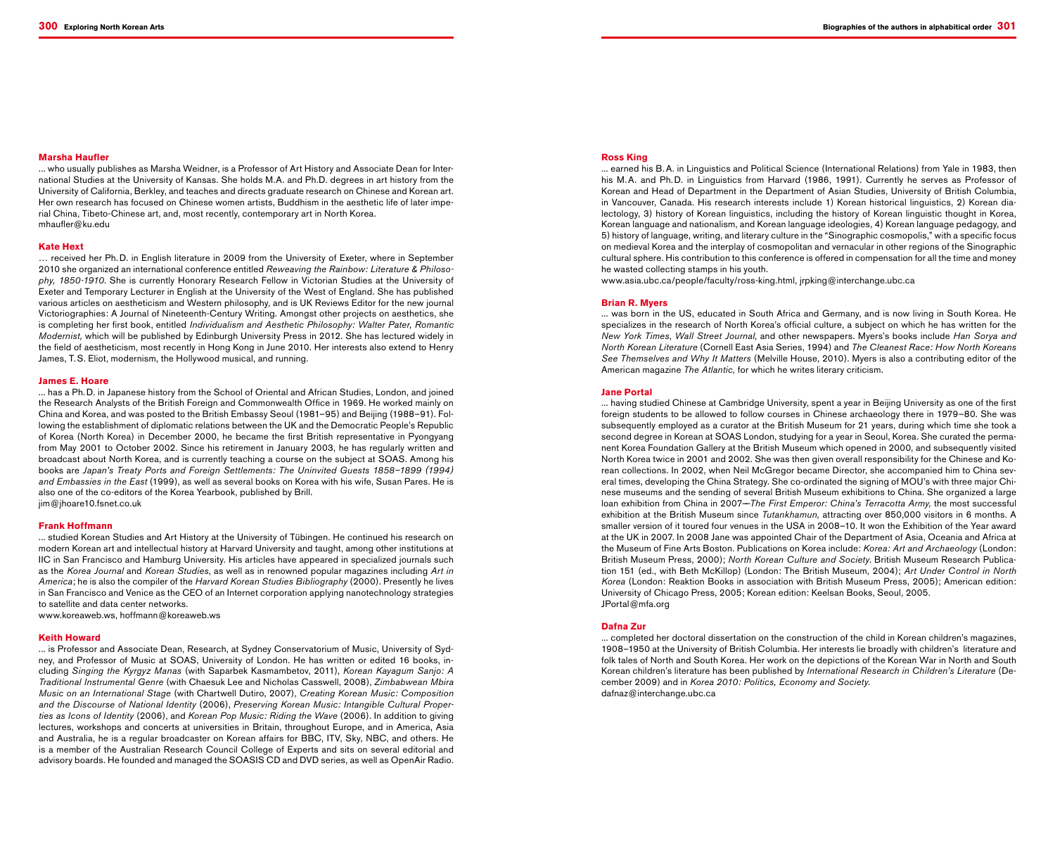### Marsha Haufler

... who usually publishes as Marsha Weidner, is a Professor of Art History and Associate Dean for International Studies at the University of Kansas. She holds M.A. and Ph.D. degrees in art history from the University of California, Berkley, and teaches and directs graduate research on Chinese and Korean art. Her own research has focused on Chinese women artists, Buddhism in the aesthetic life of later imperial China, Tibeto-Chinese art, and, most recently, contemporary art in North Korea.
mhaufler@ku.edu

### Kate Hext

… received her Ph.D. in English literature in 2009 from the University of Exeter, where in September 2010 she organized an international conference entitled *Reweaving the Rainbow: Literature & Philosophy, 1850-1910*. She is currently Honorary Research Fellow in Victorian Studies at the University of Exeter and Temporary Lecturer in English at the University of the West of England. She has published various articles on aestheticism and Western philosophy, and is UK Reviews Editor for the new journal Victoriographies: A Journal of Nineteenth-Century Writing. Amongst other projects on aesthetics, she is completing her first book, entitled *Individualism and Aesthetic Philosophy: Walter Pater, Romantic Modernist,* which will be published by Edinburgh University Press in 2012. She has lectured widely in the field of aestheticism, most recently in Hong Kong in June 2010. Her interests also extend to Henry James, T.S. Eliot, modernism, the Hollywood musical, and running.

### James E. Hoare

... has a Ph.D. in Japanese history from the School of Oriental and African Studies, London, and joined the Research Analysts of the British Foreign and Commonwealth Office in 1969. He worked mainly on China and Korea, and was posted to the British Embassy Seoul (1981–95) and Beijing (1988–91). Following the establishment of diplomatic relations between the UK and the Democratic People's Republic of Korea (North Korea) in December 2000, he became the first British representative in Pyongyang from May 2001 to October 2002. Since his retirement in January 2003, he has regularly written and broadcast about North Korea, and is currently teaching a course on the subject at SOAS. Among his books are *Japan's Treaty Ports and Foreign Settlements: The Uninvited Guests 1858–1899 (1994) and Embassies in the East* (1999), as well as several books on Korea with his wife, Susan Pares. He is also one of the co-editors of the Korea Yearbook, published by Brill.
jim@jhoare10.fsnet.co.uk

### Frank Hoffmann

... studied Korean Studies and Art History at the University of Tübingen. He continued his research on modern Korean art and intellectual history at Harvard University and taught, among other institutions at IIC in San Francisco and Hamburg University. His articles have appeared in specialized journals such as the *Korea Journal* and *Korean Studies*, as well as in renowned popular magazines including *Art in America*; he is also the compiler of the *Harvard Korean Studies Bibliography* (2000). Presently he lives in San Francisco and Venice as the CEO of an Internet corporation applying nanotechnology strategies to satellite and data center networks.
www.koreaweb.ws, hoffmann@koreaweb.ws

### Keith Howard

... is Professor and Associate Dean, Research, at Sydney Conservatorium of Music, University of Sydney, and Professor of Music at SOAS, University of London. He has written or edited 16 books, including *Singing the Kyrgyz Manas* (with Saparbek Kasmambetov, 2011), *Korean Kayagum Sanjo: A Traditional Instrumental Genre* (with Chaesuk Lee and Nicholas Casswell, 2008), *Zimbabwean Mbira Music on an International Stage* (with Chartwell Dutiro, 2007), *Creating Korean Music: Composition and the Discourse of National Identity* (2006), *Preserving Korean Music: Intangible Cultural Properties as Icons of Identity* (2006), and *Korean Pop Music: Riding the Wave* (2006). In addition to giving lectures, workshops and concerts at universities in Britain, throughout Europe, and in America, Asia and Australia, he is a regular broadcaster on Korean affairs for BBC, ITV, Sky, NBC, and others. He is a member of the Australian Research Council College of Experts and sits on several editorial and advisory boards. He founded and managed the SOASIS CD and DVD series, as well as OpenAir Radio.

### Ross King

... earned his B.A. in Linguistics and Political Science (International Relations) from Yale in 1983, then his M.A. and Ph.D. in Linguistics from Harvard (1986, 1991). Currently he serves as Professor of Korean and Head of Department in the Department of Asian Studies, University of British Columbia, in Vancouver, Canada. His research interests include 1) Korean historical linguistics, 2) Korean dialectology, 3) history of Korean linguistics, including the history of Korean linguistic thought in Korea, Korean language and nationalism, and Korean language ideologies, 4) Korean language pedagogy, and 5) history of language, writing, and literary culture in the "Sinographic cosmopolis," with a specific focus on medieval Korea and the interplay of cosmopolitan and vernacular in other regions of the Sinographic cultural sphere. His contribution to this conference is offered in compensation for all the time and money he wasted collecting stamps in his youth.
www.asia.ubc.ca/people/faculty/ross-king.html, jrpking@interchange.ubc.ca

### Brian R. Myers

... was born in the US, educated in South Africa and Germany, and is now living in South Korea. He specializes in the research of North Korea's official culture, a subject on which he has written for the *New York Times*, *Wall Street Journal*, and other newspapers. Myers's books include *Han Sorya and North Korean Literature* (Cornell East Asia Series, 1994) and *The Cleanest Race: How North Koreans See Themselves and Why It Matters* (Melville House, 2010). Myers is also a contributing editor of the American magazine *The Atlantic,* for which he writes literary criticism.

### Jane Portal

... having studied Chinese at Cambridge University, spent a year in Beijing University as one of the first foreign students to be allowed to follow courses in Chinese archaeology there in 1979–80. She was subsequently employed as a curator at the British Museum for 21 years, during which time she took a second degree in Korean at SOAS London, studying for a year in Seoul, Korea. She curated the permanent Korea Foundation Gallery at the British Museum which opened in 2000, and subsequently visited North Korea twice in 2001 and 2002. She was then given overall responsibility for the Chinese and Korean collections. In 2002, when Neil McGregor became Director, she accompanied him to China several times, developing the China Strategy. She co-ordinated the signing of MOU's with three major Chinese museums and the sending of several British Museum exhibitions to China. She organized a large loan exhibition from China in 2007—*The First Emperor: China's Terracotta Army,* the most successful exhibition at the British Museum since *Tutankhamun,* attracting over 850,000 visitors in 6 months. A smaller version of it toured four venues in the USA in 2008–10. It won the Exhibition of the Year award at the UK in 2007. In 2008 Jane was appointed Chair of the Department of Asia, Oceania and Africa at the Museum of Fine Arts Boston. Publications on Korea include: *Korea: Art and Archaeology* (London: British Museum Press, 2000); *North Korean Culture and Society.* British Museum Research Publication 151 (ed., with Beth McKillop) (London: The British Museum, 2004); *Art Under Control in North Korea* (London: Reaktion Books in association with British Museum Press, 2005); American edition: University of Chicago Press, 2005; Korean edition: Keelsan Books, Seoul, 2005.
JPortal@mfa.org

### Dafna Zur

... completed her doctoral dissertation on the construction of the child in Korean children's magazines, 1908–1950 at the University of British Columbia. Her interests lie broadly with children's literature and folk tales of North and South Korea. Her work on the depictions of the Korean War in North and South Korean children's literature has been published by *International Research in Children's Literature* (December 2009) and in *Korea 2010: Politics, Economy and Society.*
dafnaz@interchange.ubc.ca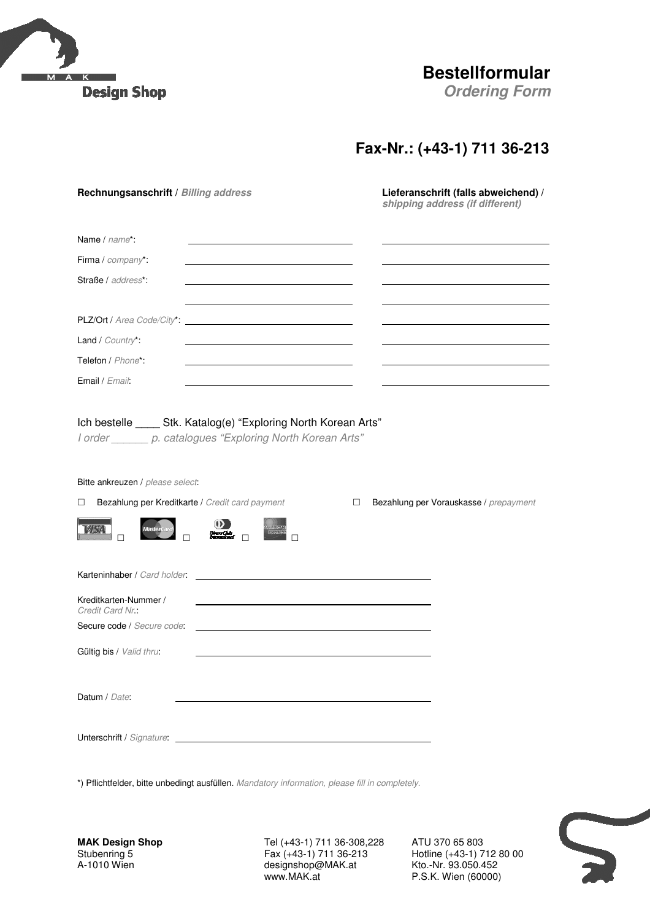M A K
**Design Shop**

# Bestellformular
## *Ordering Form*

## Fax-Nr.: (+43-1) 711 36-213

| **Rechnungsanschrift** / *Billing address* | | **Lieferanschrift (falls abweichend)** / *shipping address (if different)* |
|---|---|---|
| Name / *name**: | ______________________ | ______________________ |
| Firma / *company**: | ______________________ | ______________________ |
| Straße / *address**: | ______________________ | ______________________ |
| | ______________________ | ______________________ |
| PLZ/Ort / *Area Code/City**: | ______________________ | ______________________ |
| Land / *Country**: | ______________________ | ______________________ |
| Telefon / *Phone**: | ______________________ | ______________________ |
| Email / *Email*: | ______________________ | ______________________ |

Ich bestelle ____ Stk. Katalog(e) “Exploring North Korean Arts”
*I order ______ p. catalogues “Exploring North Korean Arts”*

Bitte ankreuzen / *please select*:

☐ Bezahlung per Kreditkarte / *Credit card payment*     ☐ Bezahlung per Vorauskasse / *prepayment*

VISA ☐ MasterCard ☐ Diners Club International ☐ American Express ☐

Karteninhaber / *Card holder*: ______________________

Kreditkarten-Nummer / *Credit Card Nr.*: ______________________

Secure code / *Secure code*: ______________________

Gültig bis / *Valid thru*: ______________________

Datum / *Date*: ______________________

Unterschrift / *Signature*: ______________________

*) Pflichtfelder, bitte unbedingt ausfüllen. *Mandatory information, please fill in completely.*

**MAK Design Shop**
Stubenring 5
A-1010 Wien

Tel (+43-1) 711 36-308,228
Fax (+43-1) 711 36-213
designshop@MAK.at
www.MAK.at

ATU 370 65 803
Hotline (+43-1) 712 80 00
Kto.-Nr. 93.050.452
P.S.K. Wien (60000)